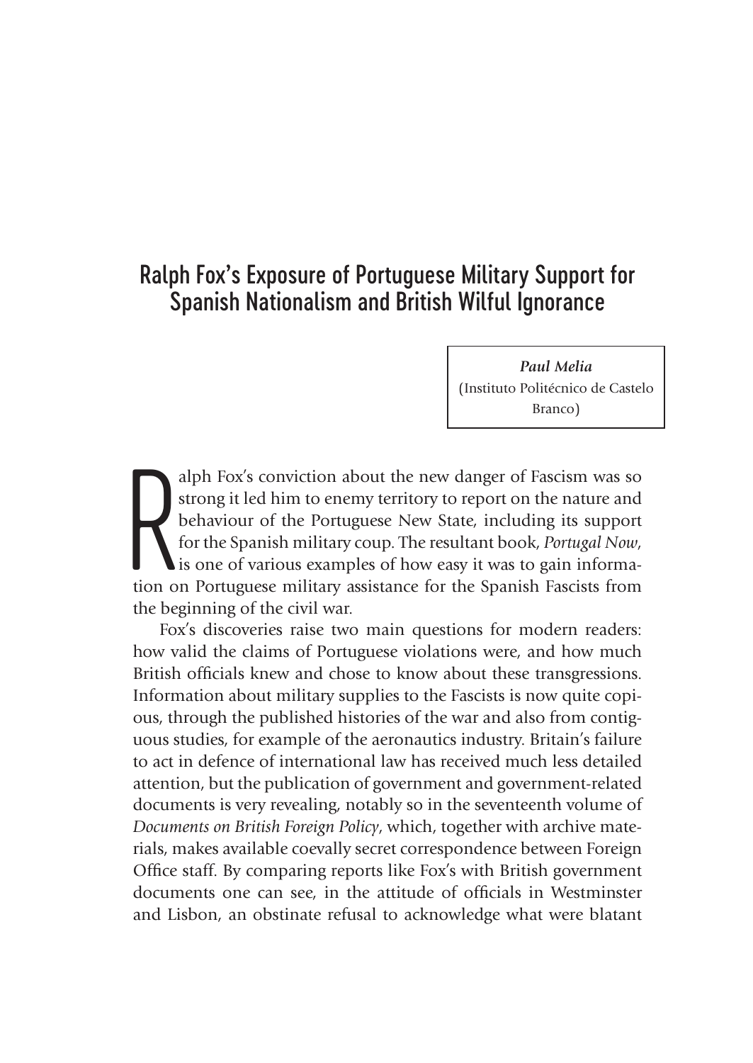# Ralph Fox's Exposure of Portuguese Military Support for Spanish Nationalism and British Wilful Ignorance

***Paul Melia***
(Instituto Politécnico de Castelo Branco)

Ralph Fox's conviction about the new danger of Fascism was so strong it led him to enemy territory to report on the nature and behaviour of the Portuguese New State, including its support for the Spanish military coup. The resultant book, *Portugal Now*, is one of various examples of how easy it was to gain information on Portuguese military assistance for the Spanish Fascists from the beginning of the civil war.

Fox's discoveries raise two main questions for modern readers: how valid the claims of Portuguese violations were, and how much British officials knew and chose to know about these transgressions. Information about military supplies to the Fascists is now quite copious, through the published histories of the war and also from contiguous studies, for example of the aeronautics industry. Britain's failure to act in defence of international law has received much less detailed attention, but the publication of government and government-related documents is very revealing, notably so in the seventeenth volume of *Documents on British Foreign Policy*, which, together with archive materials, makes available coevally secret correspondence between Foreign Office staff. By comparing reports like Fox's with British government documents one can see, in the attitude of officials in Westminster and Lisbon, an obstinate refusal to acknowledge what were blatant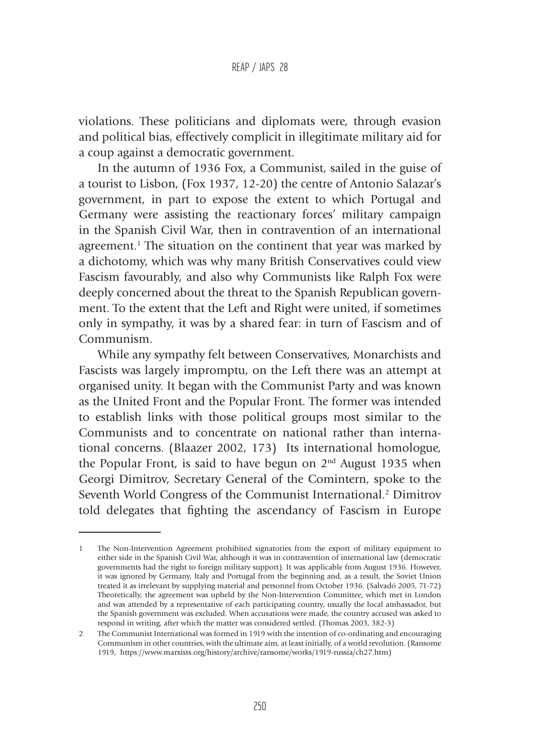violations. These politicians and diplomats were, through evasion and political bias, effectively complicit in illegitimate military aid for a coup against a democratic government.

In the autumn of 1936 Fox, a Communist, sailed in the guise of a tourist to Lisbon, (Fox 1937, 12-20) the centre of Antonio Salazar's government, in part to expose the extent to which Portugal and Germany were assisting the reactionary forces' military campaign in the Spanish Civil War, then in contravention of an international agreement.[1] The situation on the continent that year was marked by a dichotomy, which was why many British Conservatives could view Fascism favourably, and also why Communists like Ralph Fox were deeply concerned about the threat to the Spanish Republican government. To the extent that the Left and Right were united, if sometimes only in sympathy, it was by a shared fear: in turn of Fascism and of Communism.

While any sympathy felt between Conservatives, Monarchists and Fascists was largely impromptu, on the Left there was an attempt at organised unity. It began with the Communist Party and was known as the United Front and the Popular Front. The former was intended to establish links with those political groups most similar to the Communists and to concentrate on national rather than international concerns. (Blaazer 2002, 173) Its international homologue, the Popular Front, is said to have begun on 2nd August 1935 when Georgi Dimitrov, Secretary General of the Comintern, spoke to the Seventh World Congress of the Communist International.[2] Dimitrov told delegates that fighting the ascendancy of Fascism in Europe

---

1 The Non-Intervention Agreement prohibited signatories from the export of military equipment to either side in the Spanish Civil War, although it was in contravention of international law (democratic governments had the right to foreign military support). It was applicable from August 1936. However, it was ignored by Germany, Italy and Portugal from the beginning and, as a result, the Soviet Union treated it as irrelevant by supplying material and personnel from October 1936. (Salvadó 2005, 71-72) Theoretically, the agreement was upheld by the Non-Intervention Committee, which met in London and was attended by a representative of each participating country, usually the local ambassador, but the Spanish government was excluded. When accusations were made, the country accused was asked to respond in writing, after which the matter was considered settled. (Thomas 2003, 382-3)

2 The Communist International was formed in 1919 with the intention of co-ordinating and encouraging Communism in other countries, with the ultimate aim, at least initially, of a world revolution. (Ransome 1919, https://www.marxists.org/history/archive/ransome/works/1919-russia/ch27.htm)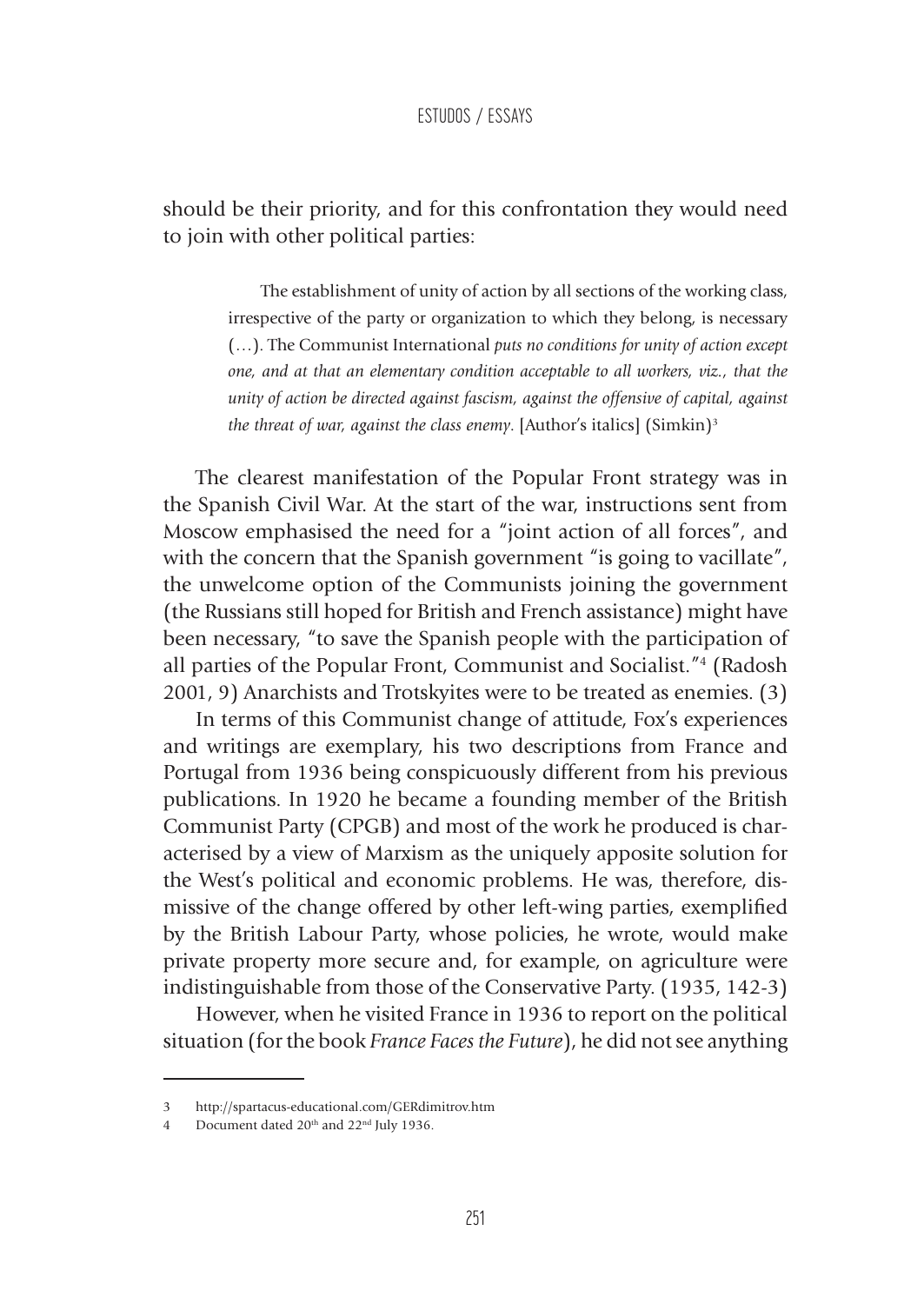should be their priority, and for this confrontation they would need to join with other political parties:

> The establishment of unity of action by all sections of the working class, irrespective of the party or organization to which they belong, is necessary (…). The Communist International *puts no conditions for unity of action except one, and at that an elementary condition acceptable to all workers, viz., that the unity of action be directed against fascism, against the offensive of capital, against the threat of war, against the class enemy*. [Author's italics] (Simkin)[3]

The clearest manifestation of the Popular Front strategy was in the Spanish Civil War. At the start of the war, instructions sent from Moscow emphasised the need for a "joint action of all forces", and with the concern that the Spanish government "is going to vacillate", the unwelcome option of the Communists joining the government (the Russians still hoped for British and French assistance) might have been necessary, "to save the Spanish people with the participation of all parties of the Popular Front, Communist and Socialist."[4] (Radosh 2001, 9) Anarchists and Trotskyites were to be treated as enemies. (3)

In terms of this Communist change of attitude, Fox's experiences and writings are exemplary, his two descriptions from France and Portugal from 1936 being conspicuously different from his previous publications. In 1920 he became a founding member of the British Communist Party (CPGB) and most of the work he produced is characterised by a view of Marxism as the uniquely apposite solution for the West's political and economic problems. He was, therefore, dismissive of the change offered by other left-wing parties, exemplified by the British Labour Party, whose policies, he wrote, would make private property more secure and, for example, on agriculture were indistinguishable from those of the Conservative Party. (1935, 142-3)

However, when he visited France in 1936 to report on the political situation (for the book *France Faces the Future*), he did not see anything

---

3 http://spartacus-educational.com/GERdimitrov.htm

4 Document dated 20th and 22nd July 1936.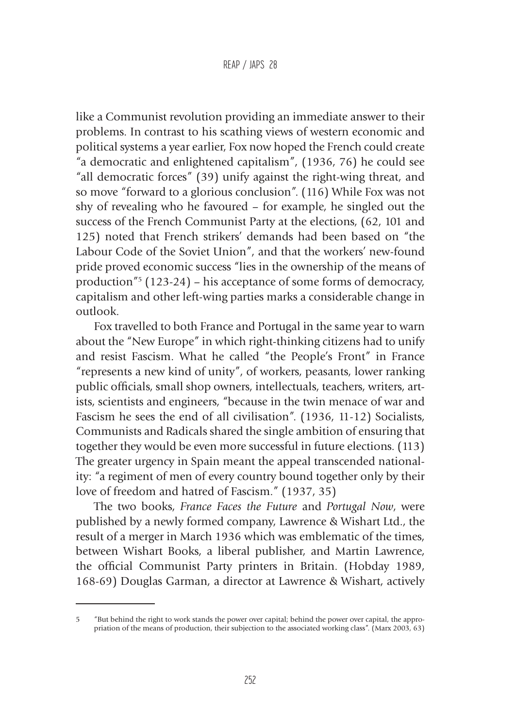like a Communist revolution providing an immediate answer to their problems. In contrast to his scathing views of western economic and political systems a year earlier, Fox now hoped the French could create "a democratic and enlightened capitalism", (1936, 76) he could see "all democratic forces" (39) unify against the right-wing threat, and so move "forward to a glorious conclusion". (116) While Fox was not shy of revealing who he favoured – for example, he singled out the success of the French Communist Party at the elections, (62, 101 and 125) noted that French strikers' demands had been based on "the Labour Code of the Soviet Union", and that the workers' new-found pride proved economic success "lies in the ownership of the means of production"[5] (123-24) – his acceptance of some forms of democracy, capitalism and other left-wing parties marks a considerable change in outlook.

Fox travelled to both France and Portugal in the same year to warn about the "New Europe" in which right-thinking citizens had to unify and resist Fascism. What he called "the People's Front" in France "represents a new kind of unity", of workers, peasants, lower ranking public officials, small shop owners, intellectuals, teachers, writers, artists, scientists and engineers, "because in the twin menace of war and Fascism he sees the end of all civilisation". (1936, 11-12) Socialists, Communists and Radicals shared the single ambition of ensuring that together they would be even more successful in future elections. (113) The greater urgency in Spain meant the appeal transcended nationality: "a regiment of men of every country bound together only by their love of freedom and hatred of Fascism." (1937, 35)

The two books, *France Faces the Future* and *Portugal Now*, were published by a newly formed company, Lawrence & Wishart Ltd., the result of a merger in March 1936 which was emblematic of the times, between Wishart Books, a liberal publisher, and Martin Lawrence, the official Communist Party printers in Britain. (Hobday 1989, 168-69) Douglas Garman, a director at Lawrence & Wishart, actively

---

5 "But behind the right to work stands the power over capital; behind the power over capital, the appropriation of the means of production, their subjection to the associated working class". (Marx 2003, 63)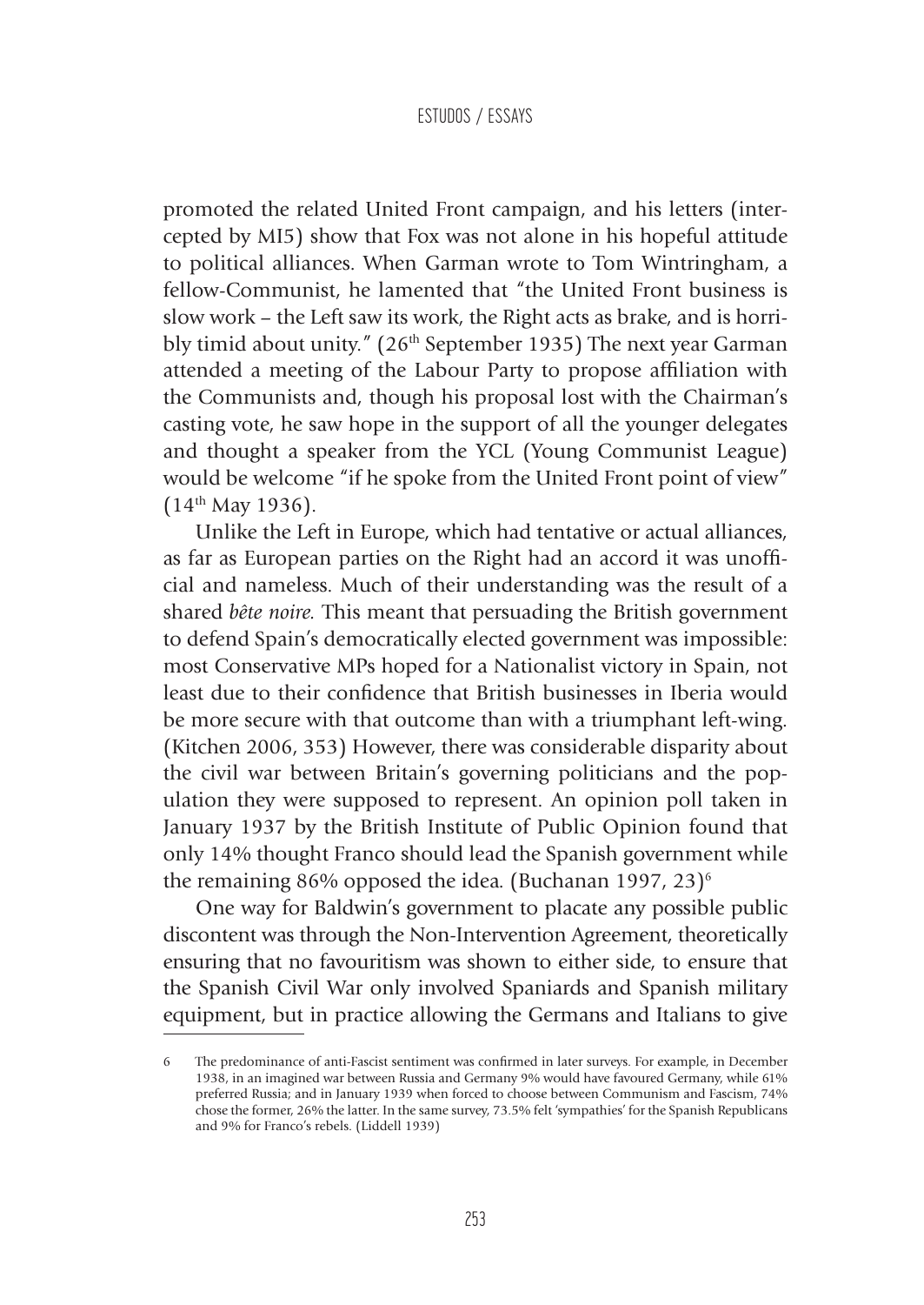promoted the related United Front campaign, and his letters (intercepted by MI5) show that Fox was not alone in his hopeful attitude to political alliances. When Garman wrote to Tom Wintringham, a fellow-Communist, he lamented that "the United Front business is slow work – the Left saw its work, the Right acts as brake, and is horribly timid about unity." (26th September 1935) The next year Garman attended a meeting of the Labour Party to propose affiliation with the Communists and, though his proposal lost with the Chairman's casting vote, he saw hope in the support of all the younger delegates and thought a speaker from the YCL (Young Communist League) would be welcome "if he spoke from the United Front point of view" (14th May 1936).

Unlike the Left in Europe, which had tentative or actual alliances, as far as European parties on the Right had an accord it was unofficial and nameless. Much of their understanding was the result of a shared *bête noire.* This meant that persuading the British government to defend Spain's democratically elected government was impossible: most Conservative MPs hoped for a Nationalist victory in Spain, not least due to their confidence that British businesses in Iberia would be more secure with that outcome than with a triumphant left-wing. (Kitchen 2006, 353) However, there was considerable disparity about the civil war between Britain's governing politicians and the population they were supposed to represent. An opinion poll taken in January 1937 by the British Institute of Public Opinion found that only 14% thought Franco should lead the Spanish government while the remaining 86% opposed the idea. (Buchanan 1997, 23)[6]

One way for Baldwin's government to placate any possible public discontent was through the Non-Intervention Agreement, theoretically ensuring that no favouritism was shown to either side, to ensure that the Spanish Civil War only involved Spaniards and Spanish military equipment, but in practice allowing the Germans and Italians to give

---

6 The predominance of anti-Fascist sentiment was confirmed in later surveys. For example, in December 1938, in an imagined war between Russia and Germany 9% would have favoured Germany, while 61% preferred Russia; and in January 1939 when forced to choose between Communism and Fascism, 74% chose the former, 26% the latter. In the same survey, 73.5% felt 'sympathies' for the Spanish Republicans and 9% for Franco's rebels. (Liddell 1939)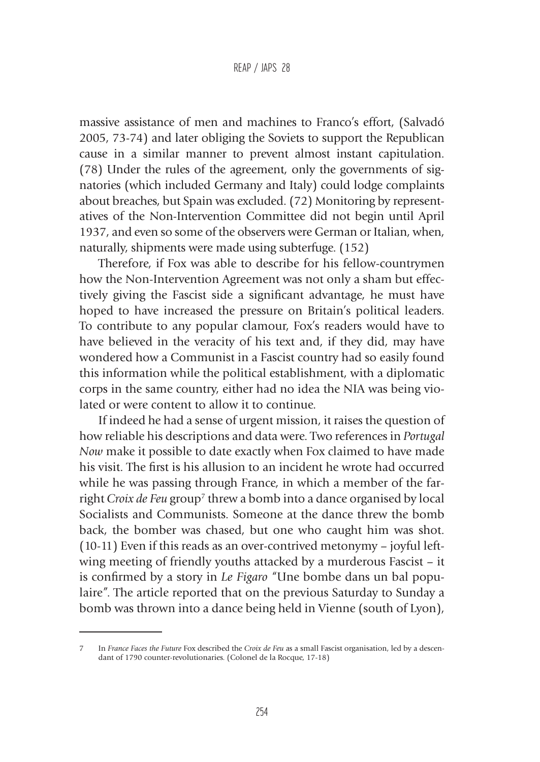massive assistance of men and machines to Franco's effort, (Salvadó 2005, 73-74) and later obliging the Soviets to support the Republican cause in a similar manner to prevent almost instant capitulation. (78) Under the rules of the agreement, only the governments of signatories (which included Germany and Italy) could lodge complaints about breaches, but Spain was excluded. (72) Monitoring by representatives of the Non-Intervention Committee did not begin until April 1937, and even so some of the observers were German or Italian, when, naturally, shipments were made using subterfuge. (152)

Therefore, if Fox was able to describe for his fellow-countrymen how the Non-Intervention Agreement was not only a sham but effectively giving the Fascist side a significant advantage, he must have hoped to have increased the pressure on Britain's political leaders. To contribute to any popular clamour, Fox's readers would have to have believed in the veracity of his text and, if they did, may have wondered how a Communist in a Fascist country had so easily found this information while the political establishment, with a diplomatic corps in the same country, either had no idea the NIA was being violated or were content to allow it to continue.

If indeed he had a sense of urgent mission, it raises the question of how reliable his descriptions and data were. Two references in *Portugal Now* make it possible to date exactly when Fox claimed to have made his visit. The first is his allusion to an incident he wrote had occurred while he was passing through France, in which a member of the far-right *Croix de Feu* group[7] threw a bomb into a dance organised by local Socialists and Communists. Someone at the dance threw the bomb back, the bomber was chased, but one who caught him was shot. (10-11) Even if this reads as an over-contrived metonymy – joyful left-wing meeting of friendly youths attacked by a murderous Fascist – it is confirmed by a story in *Le Figaro* "Une bombe dans un bal populaire". The article reported that on the previous Saturday to Sunday a bomb was thrown into a dance being held in Vienne (south of Lyon),

---

7 In *France Faces the Future* Fox described the *Croix de Feu* as a small Fascist organisation, led by a descendant of 1790 counter-revolutionaries. (Colonel de la Rocque, 17-18)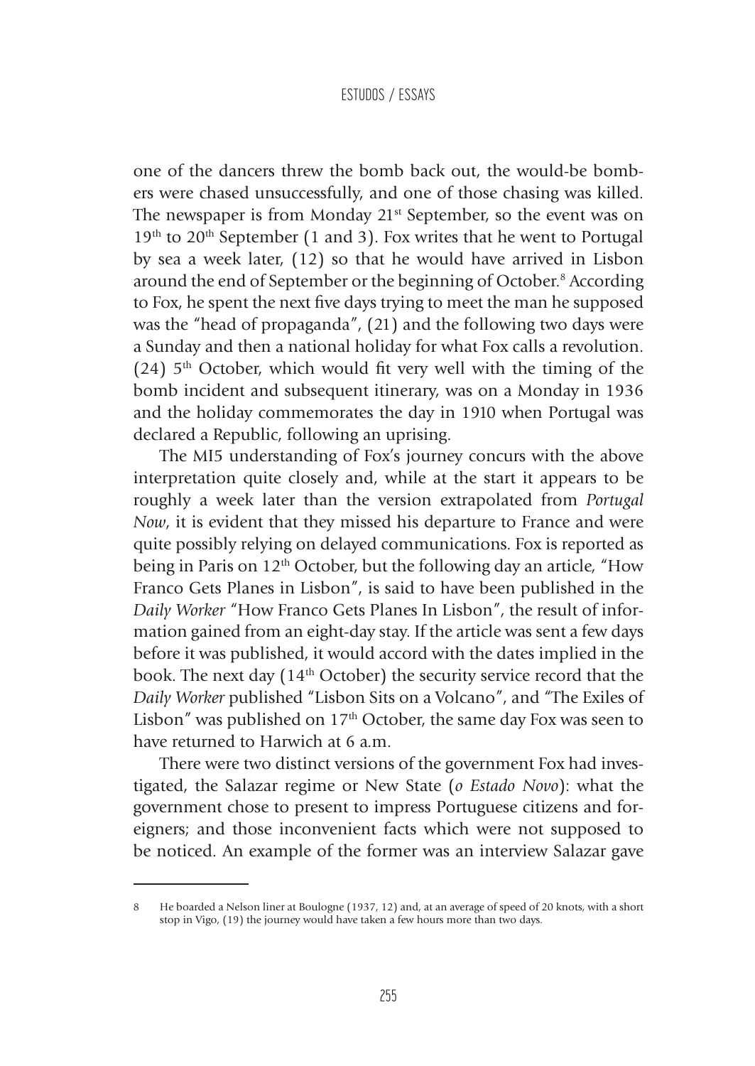one of the dancers threw the bomb back out, the would-be bombers were chased unsuccessfully, and one of those chasing was killed. The newspaper is from Monday 21st September, so the event was on 19th to 20th September (1 and 3). Fox writes that he went to Portugal by sea a week later, (12) so that he would have arrived in Lisbon around the end of September or the beginning of October.[8] According to Fox, he spent the next five days trying to meet the man he supposed was the "head of propaganda", (21) and the following two days were a Sunday and then a national holiday for what Fox calls a revolution. (24) 5th October, which would fit very well with the timing of the bomb incident and subsequent itinerary, was on a Monday in 1936 and the holiday commemorates the day in 1910 when Portugal was declared a Republic, following an uprising.

The MI5 understanding of Fox's journey concurs with the above interpretation quite closely and, while at the start it appears to be roughly a week later than the version extrapolated from *Portugal Now*, it is evident that they missed his departure to France and were quite possibly relying on delayed communications. Fox is reported as being in Paris on 12th October, but the following day an article, "How Franco Gets Planes in Lisbon", is said to have been published in the *Daily Worker* "How Franco Gets Planes In Lisbon", the result of information gained from an eight-day stay. If the article was sent a few days before it was published, it would accord with the dates implied in the book. The next day (14th October) the security service record that the *Daily Worker* published "Lisbon Sits on a Volcano", and "The Exiles of Lisbon" was published on 17th October, the same day Fox was seen to have returned to Harwich at 6 a.m.

There were two distinct versions of the government Fox had investigated, the Salazar regime or New State (*o Estado Novo*): what the government chose to present to impress Portuguese citizens and foreigners; and those inconvenient facts which were not supposed to be noticed. An example of the former was an interview Salazar gave

---

8 He boarded a Nelson liner at Boulogne (1937, 12) and, at an average of speed of 20 knots, with a short stop in Vigo, (19) the journey would have taken a few hours more than two days.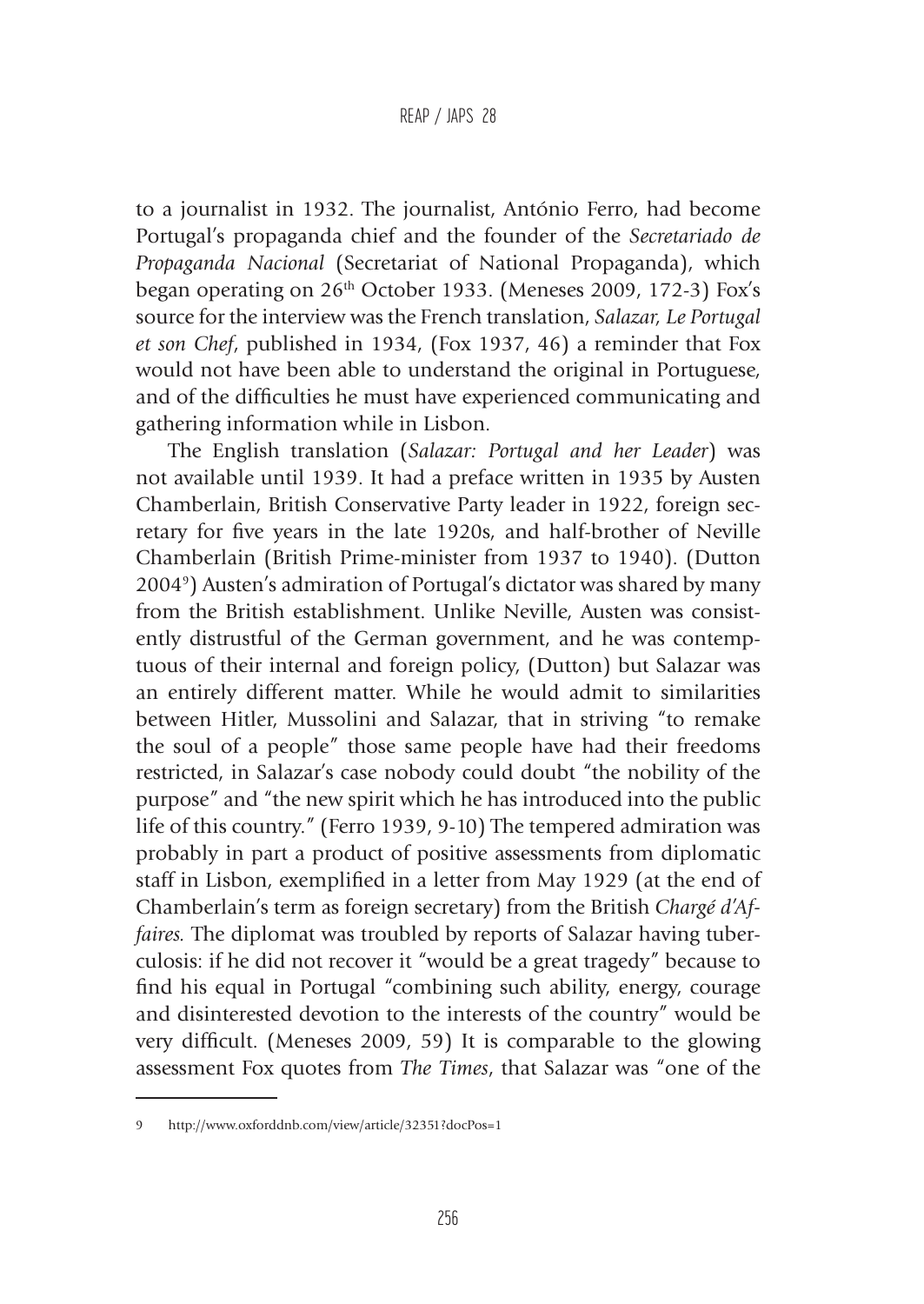to a journalist in 1932. The journalist, António Ferro, had become Portugal's propaganda chief and the founder of the *Secretariado de Propaganda Nacional* (Secretariat of National Propaganda), which began operating on 26th October 1933. (Meneses 2009, 172-3) Fox's source for the interview was the French translation, *Salazar, Le Portugal et son Chef*, published in 1934, (Fox 1937, 46) a reminder that Fox would not have been able to understand the original in Portuguese, and of the difficulties he must have experienced communicating and gathering information while in Lisbon.

The English translation (*Salazar: Portugal and her Leader*) was not available until 1939. It had a preface written in 1935 by Austen Chamberlain, British Conservative Party leader in 1922, foreign secretary for five years in the late 1920s, and half-brother of Neville Chamberlain (British Prime-minister from 1937 to 1940). (Dutton 2004[9]) Austen's admiration of Portugal's dictator was shared by many from the British establishment. Unlike Neville, Austen was consistently distrustful of the German government, and he was contemptuous of their internal and foreign policy, (Dutton) but Salazar was an entirely different matter. While he would admit to similarities between Hitler, Mussolini and Salazar, that in striving "to remake the soul of a people" those same people have had their freedoms restricted, in Salazar's case nobody could doubt "the nobility of the purpose" and "the new spirit which he has introduced into the public life of this country." (Ferro 1939, 9-10) The tempered admiration was probably in part a product of positive assessments from diplomatic staff in Lisbon, exemplified in a letter from May 1929 (at the end of Chamberlain's term as foreign secretary) from the British *Chargé d'Affaires.* The diplomat was troubled by reports of Salazar having tuberculosis: if he did not recover it "would be a great tragedy" because to find his equal in Portugal "combining such ability, energy, courage and disinterested devotion to the interests of the country" would be very difficult. (Meneses 2009, 59) It is comparable to the glowing assessment Fox quotes from *The Times*, that Salazar was "one of the

---

9 http://www.oxforddnb.com/view/article/32351?docPos=1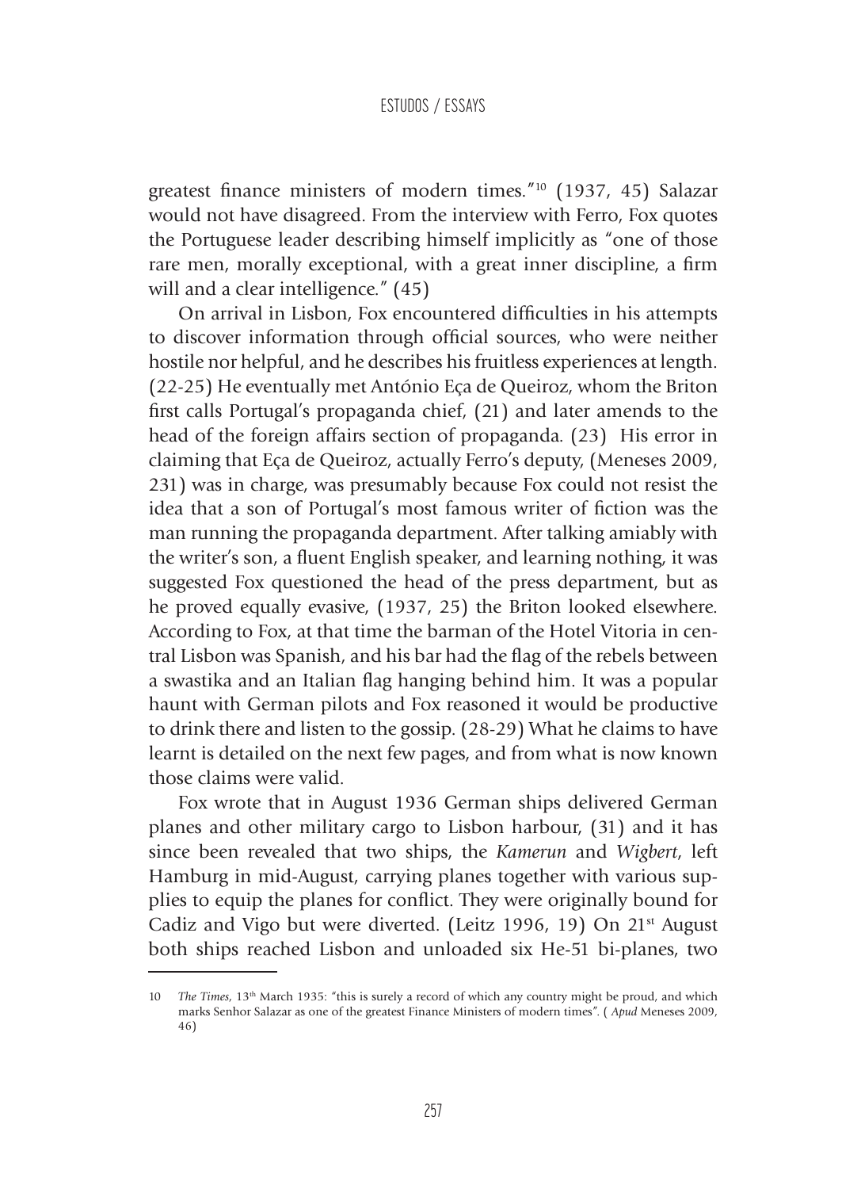greatest finance ministers of modern times."[10] (1937, 45) Salazar would not have disagreed. From the interview with Ferro, Fox quotes the Portuguese leader describing himself implicitly as "one of those rare men, morally exceptional, with a great inner discipline, a firm will and a clear intelligence." (45)

On arrival in Lisbon, Fox encountered difficulties in his attempts to discover information through official sources, who were neither hostile nor helpful, and he describes his fruitless experiences at length. (22-25) He eventually met António Eça de Queiroz, whom the Briton first calls Portugal's propaganda chief, (21) and later amends to the head of the foreign affairs section of propaganda. (23) His error in claiming that Eça de Queiroz, actually Ferro's deputy, (Meneses 2009, 231) was in charge, was presumably because Fox could not resist the idea that a son of Portugal's most famous writer of fiction was the man running the propaganda department. After talking amiably with the writer's son, a fluent English speaker, and learning nothing, it was suggested Fox questioned the head of the press department, but as he proved equally evasive, (1937, 25) the Briton looked elsewhere. According to Fox, at that time the barman of the Hotel Vitoria in central Lisbon was Spanish, and his bar had the flag of the rebels between a swastika and an Italian flag hanging behind him. It was a popular haunt with German pilots and Fox reasoned it would be productive to drink there and listen to the gossip. (28-29) What he claims to have learnt is detailed on the next few pages, and from what is now known those claims were valid.

Fox wrote that in August 1936 German ships delivered German planes and other military cargo to Lisbon harbour, (31) and it has since been revealed that two ships, the *Kamerun* and *Wigbert*, left Hamburg in mid-August, carrying planes together with various supplies to equip the planes for conflict. They were originally bound for Cadiz and Vigo but were diverted. (Leitz 1996, 19) On 21st August both ships reached Lisbon and unloaded six He-51 bi-planes, two

---

10 *The Times*, 13th March 1935: "this is surely a record of which any country might be proud, and which marks Senhor Salazar as one of the greatest Finance Ministers of modern times". ( *Apud* Meneses 2009, 46)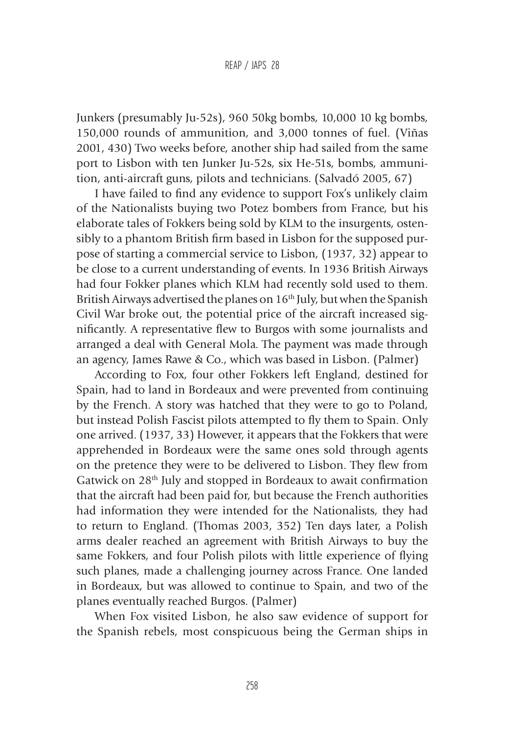Junkers (presumably Ju-52s), 960 50kg bombs, 10,000 10 kg bombs, 150,000 rounds of ammunition, and 3,000 tonnes of fuel. (Viñas 2001, 430) Two weeks before, another ship had sailed from the same port to Lisbon with ten Junker Ju-52s, six He-51s, bombs, ammunition, anti-aircraft guns, pilots and technicians. (Salvadó 2005, 67)

I have failed to find any evidence to support Fox's unlikely claim of the Nationalists buying two Potez bombers from France, but his elaborate tales of Fokkers being sold by KLM to the insurgents, ostensibly to a phantom British firm based in Lisbon for the supposed purpose of starting a commercial service to Lisbon, (1937, 32) appear to be close to a current understanding of events. In 1936 British Airways had four Fokker planes which KLM had recently sold used to them. British Airways advertised the planes on 16th July, but when the Spanish Civil War broke out, the potential price of the aircraft increased significantly. A representative flew to Burgos with some journalists and arranged a deal with General Mola. The payment was made through an agency, James Rawe & Co., which was based in Lisbon. (Palmer)

According to Fox, four other Fokkers left England, destined for Spain, had to land in Bordeaux and were prevented from continuing by the French. A story was hatched that they were to go to Poland, but instead Polish Fascist pilots attempted to fly them to Spain. Only one arrived. (1937, 33) However, it appears that the Fokkers that were apprehended in Bordeaux were the same ones sold through agents on the pretence they were to be delivered to Lisbon. They flew from Gatwick on 28th July and stopped in Bordeaux to await confirmation that the aircraft had been paid for, but because the French authorities had information they were intended for the Nationalists, they had to return to England. (Thomas 2003, 352) Ten days later, a Polish arms dealer reached an agreement with British Airways to buy the same Fokkers, and four Polish pilots with little experience of flying such planes, made a challenging journey across France. One landed in Bordeaux, but was allowed to continue to Spain, and two of the planes eventually reached Burgos. (Palmer)

When Fox visited Lisbon, he also saw evidence of support for the Spanish rebels, most conspicuous being the German ships in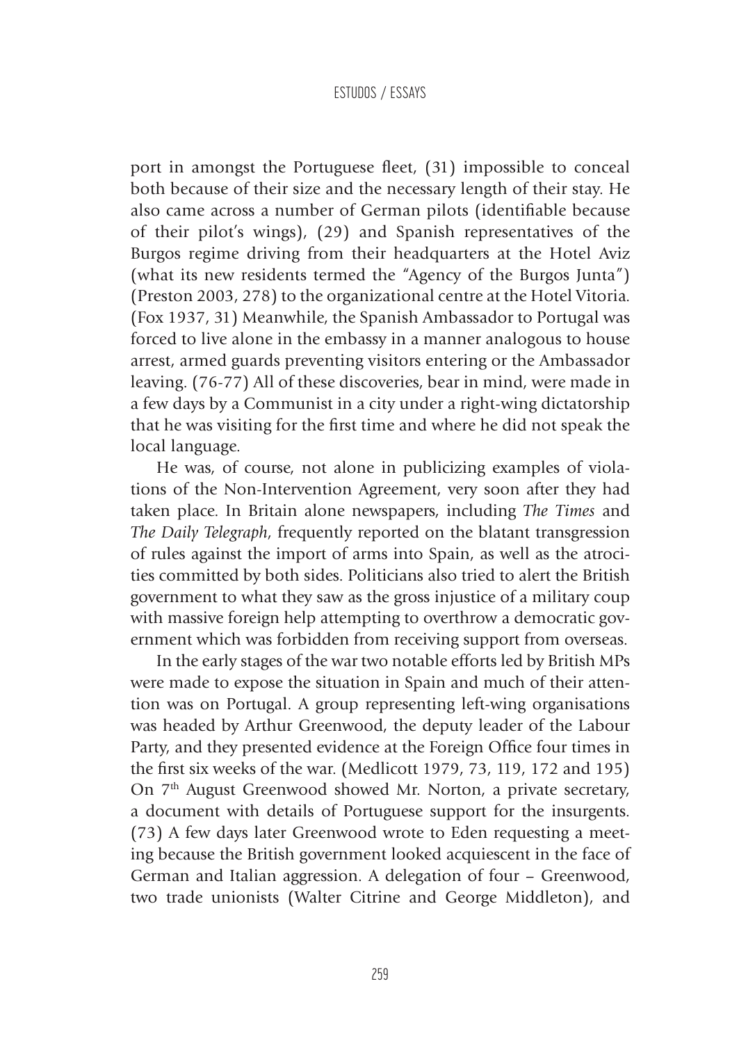port in amongst the Portuguese fleet, (31) impossible to conceal both because of their size and the necessary length of their stay. He also came across a number of German pilots (identifiable because of their pilot's wings), (29) and Spanish representatives of the Burgos regime driving from their headquarters at the Hotel Aviz (what its new residents termed the "Agency of the Burgos Junta") (Preston 2003, 278) to the organizational centre at the Hotel Vitoria. (Fox 1937, 31) Meanwhile, the Spanish Ambassador to Portugal was forced to live alone in the embassy in a manner analogous to house arrest, armed guards preventing visitors entering or the Ambassador leaving. (76-77) All of these discoveries, bear in mind, were made in a few days by a Communist in a city under a right-wing dictatorship that he was visiting for the first time and where he did not speak the local language.

He was, of course, not alone in publicizing examples of violations of the Non-Intervention Agreement, very soon after they had taken place. In Britain alone newspapers, including *The Times* and *The Daily Telegraph*, frequently reported on the blatant transgression of rules against the import of arms into Spain, as well as the atrocities committed by both sides. Politicians also tried to alert the British government to what they saw as the gross injustice of a military coup with massive foreign help attempting to overthrow a democratic government which was forbidden from receiving support from overseas.

In the early stages of the war two notable efforts led by British MPs were made to expose the situation in Spain and much of their attention was on Portugal. A group representing left-wing organisations was headed by Arthur Greenwood, the deputy leader of the Labour Party, and they presented evidence at the Foreign Office four times in the first six weeks of the war. (Medlicott 1979, 73, 119, 172 and 195) On 7th August Greenwood showed Mr. Norton, a private secretary, a document with details of Portuguese support for the insurgents. (73) A few days later Greenwood wrote to Eden requesting a meeting because the British government looked acquiescent in the face of German and Italian aggression. A delegation of four – Greenwood, two trade unionists (Walter Citrine and George Middleton), and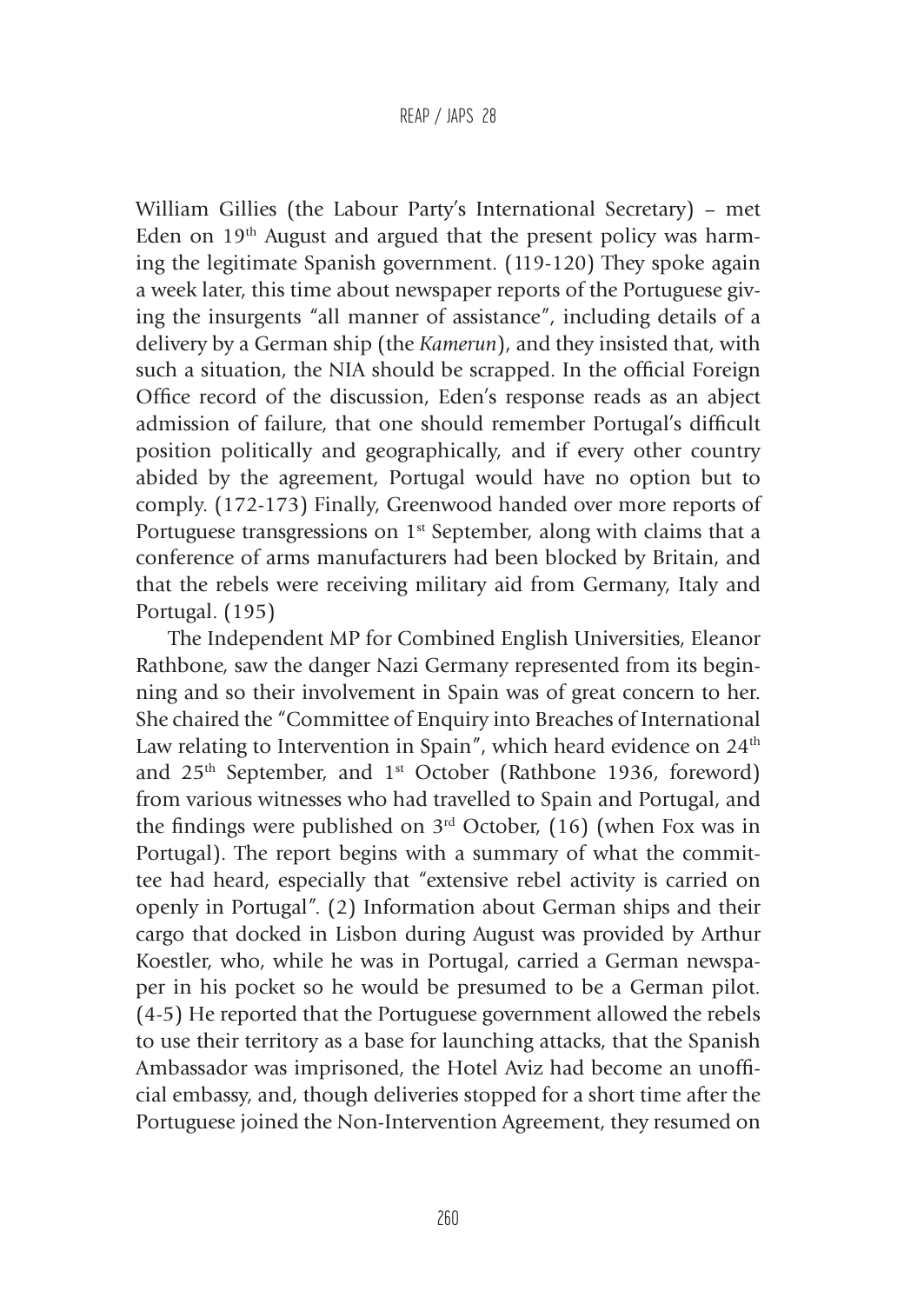William Gillies (the Labour Party's International Secretary) – met Eden on 19th August and argued that the present policy was harming the legitimate Spanish government. (119-120) They spoke again a week later, this time about newspaper reports of the Portuguese giving the insurgents "all manner of assistance", including details of a delivery by a German ship (the *Kamerun*), and they insisted that, with such a situation, the NIA should be scrapped. In the official Foreign Office record of the discussion, Eden's response reads as an abject admission of failure, that one should remember Portugal's difficult position politically and geographically, and if every other country abided by the agreement, Portugal would have no option but to comply. (172-173) Finally, Greenwood handed over more reports of Portuguese transgressions on 1st September, along with claims that a conference of arms manufacturers had been blocked by Britain, and that the rebels were receiving military aid from Germany, Italy and Portugal. (195)

The Independent MP for Combined English Universities, Eleanor Rathbone, saw the danger Nazi Germany represented from its beginning and so their involvement in Spain was of great concern to her. She chaired the "Committee of Enquiry into Breaches of International Law relating to Intervention in Spain", which heard evidence on 24th and 25th September, and 1st October (Rathbone 1936, foreword) from various witnesses who had travelled to Spain and Portugal, and the findings were published on 3rd October, (16) (when Fox was in Portugal). The report begins with a summary of what the committee had heard, especially that "extensive rebel activity is carried on openly in Portugal". (2) Information about German ships and their cargo that docked in Lisbon during August was provided by Arthur Koestler, who, while he was in Portugal, carried a German newspaper in his pocket so he would be presumed to be a German pilot. (4-5) He reported that the Portuguese government allowed the rebels to use their territory as a base for launching attacks, that the Spanish Ambassador was imprisoned, the Hotel Aviz had become an unofficial embassy, and, though deliveries stopped for a short time after the Portuguese joined the Non-Intervention Agreement, they resumed on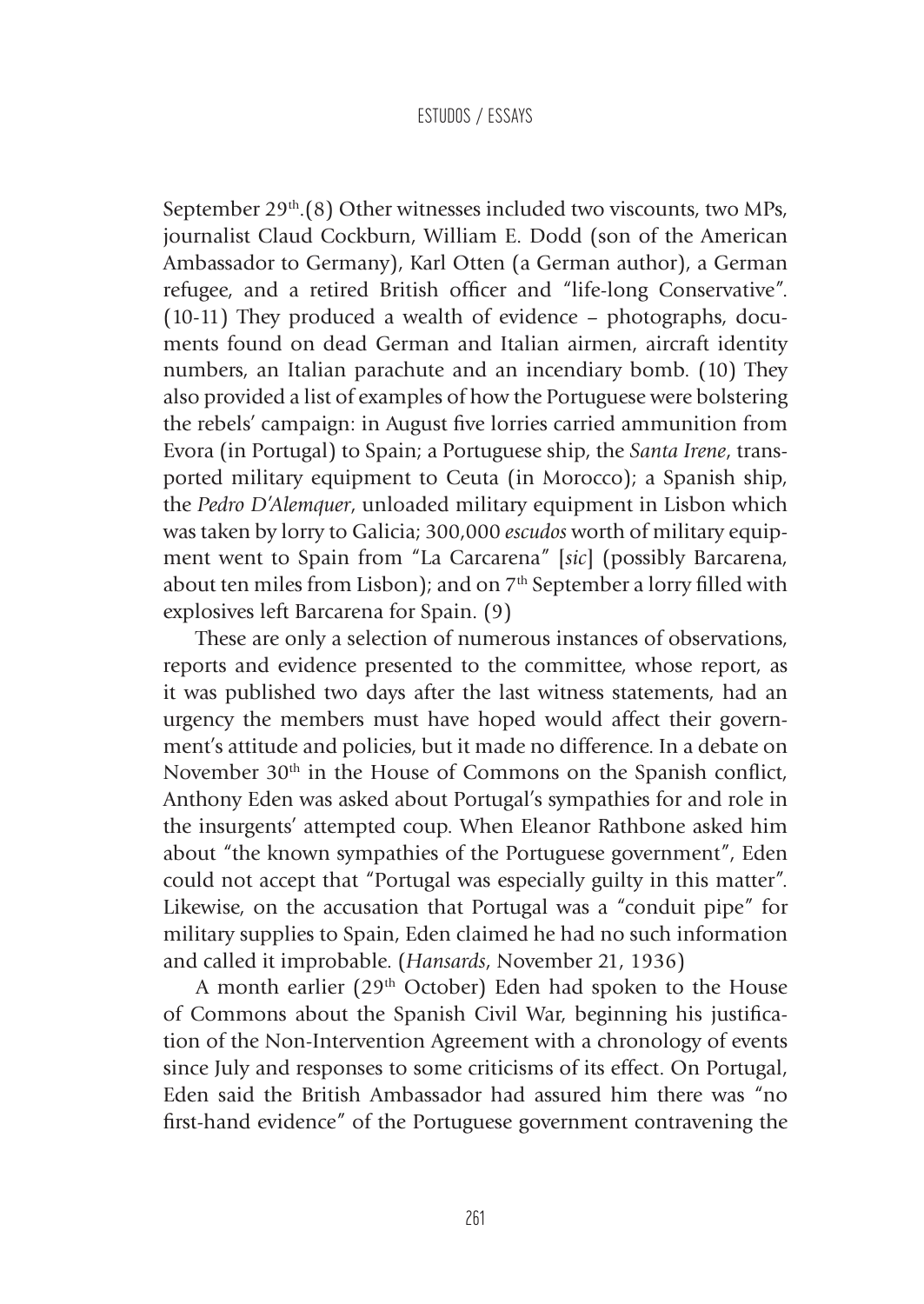September 29th.(8) Other witnesses included two viscounts, two MPs, journalist Claud Cockburn, William E. Dodd (son of the American Ambassador to Germany), Karl Otten (a German author), a German refugee, and a retired British officer and "life-long Conservative". (10-11) They produced a wealth of evidence – photographs, documents found on dead German and Italian airmen, aircraft identity numbers, an Italian parachute and an incendiary bomb. (10) They also provided a list of examples of how the Portuguese were bolstering the rebels' campaign: in August five lorries carried ammunition from Evora (in Portugal) to Spain; a Portuguese ship, the *Santa Irene*, transported military equipment to Ceuta (in Morocco); a Spanish ship, the *Pedro D'Alemquer*, unloaded military equipment in Lisbon which was taken by lorry to Galicia; 300,000 *escudos* worth of military equipment went to Spain from "La Carcarena" [*sic*] (possibly Barcarena, about ten miles from Lisbon); and on 7th September a lorry filled with explosives left Barcarena for Spain. (9)

These are only a selection of numerous instances of observations, reports and evidence presented to the committee, whose report, as it was published two days after the last witness statements, had an urgency the members must have hoped would affect their government's attitude and policies, but it made no difference. In a debate on November 30th in the House of Commons on the Spanish conflict, Anthony Eden was asked about Portugal's sympathies for and role in the insurgents' attempted coup. When Eleanor Rathbone asked him about "the known sympathies of the Portuguese government", Eden could not accept that "Portugal was especially guilty in this matter". Likewise, on the accusation that Portugal was a "conduit pipe" for military supplies to Spain, Eden claimed he had no such information and called it improbable. (*Hansards*, November 21, 1936)

A month earlier (29th October) Eden had spoken to the House of Commons about the Spanish Civil War, beginning his justification of the Non-Intervention Agreement with a chronology of events since July and responses to some criticisms of its effect. On Portugal, Eden said the British Ambassador had assured him there was "no first-hand evidence" of the Portuguese government contravening the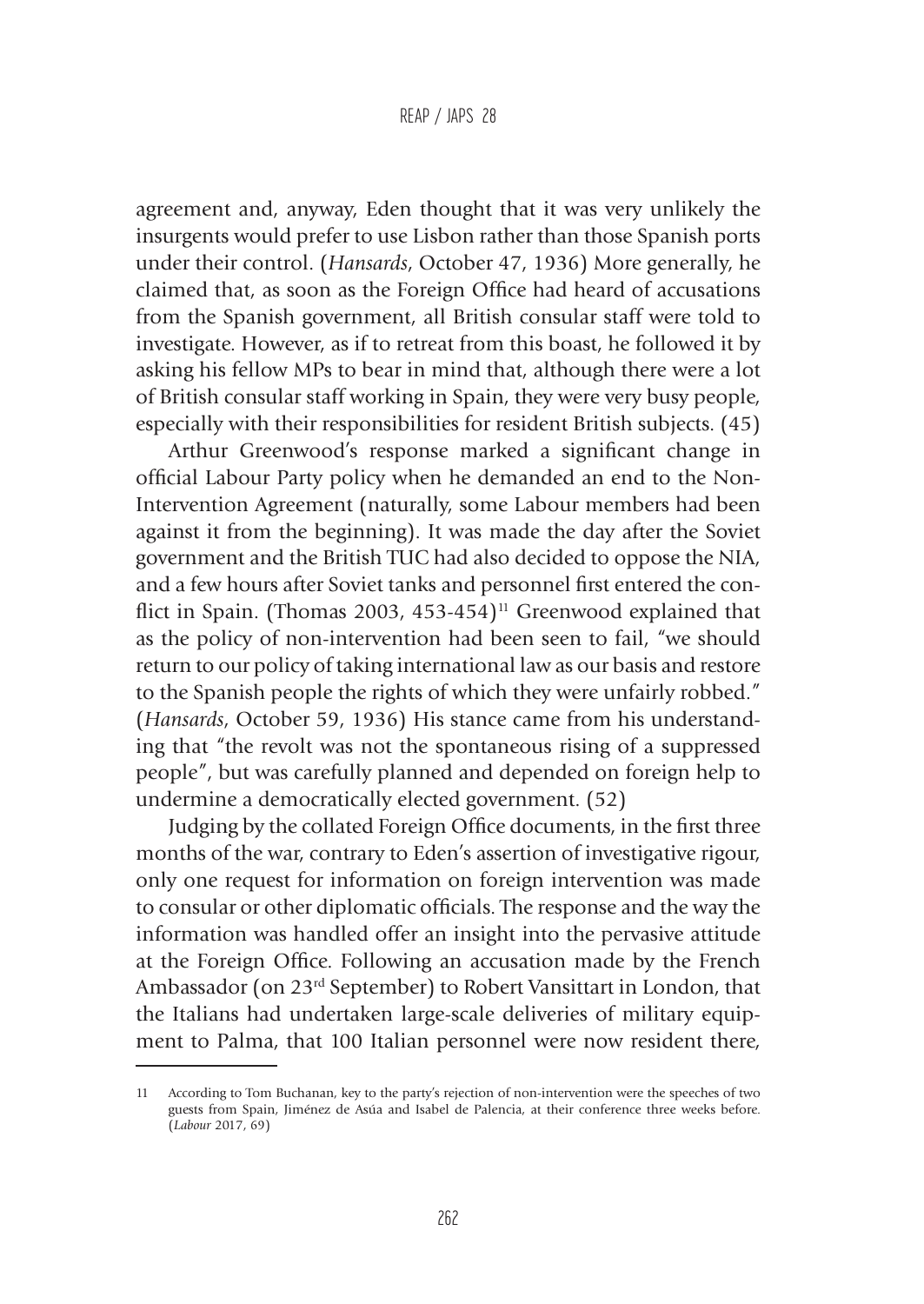agreement and, anyway, Eden thought that it was very unlikely the insurgents would prefer to use Lisbon rather than those Spanish ports under their control. (*Hansards*, October 47, 1936) More generally, he claimed that, as soon as the Foreign Office had heard of accusations from the Spanish government, all British consular staff were told to investigate. However, as if to retreat from this boast, he followed it by asking his fellow MPs to bear in mind that, although there were a lot of British consular staff working in Spain, they were very busy people, especially with their responsibilities for resident British subjects. (45)

Arthur Greenwood's response marked a significant change in official Labour Party policy when he demanded an end to the Non-Intervention Agreement (naturally, some Labour members had been against it from the beginning). It was made the day after the Soviet government and the British TUC had also decided to oppose the NIA, and a few hours after Soviet tanks and personnel first entered the conflict in Spain. (Thomas 2003, 453-454)[11] Greenwood explained that as the policy of non-intervention had been seen to fail, "we should return to our policy of taking international law as our basis and restore to the Spanish people the rights of which they were unfairly robbed." (*Hansards*, October 59, 1936) His stance came from his understanding that "the revolt was not the spontaneous rising of a suppressed people", but was carefully planned and depended on foreign help to undermine a democratically elected government. (52)

Judging by the collated Foreign Office documents, in the first three months of the war, contrary to Eden's assertion of investigative rigour, only one request for information on foreign intervention was made to consular or other diplomatic officials. The response and the way the information was handled offer an insight into the pervasive attitude at the Foreign Office. Following an accusation made by the French Ambassador (on 23rd September) to Robert Vansittart in London, that the Italians had undertaken large-scale deliveries of military equipment to Palma, that 100 Italian personnel were now resident there,

---

11 According to Tom Buchanan, key to the party's rejection of non-intervention were the speeches of two guests from Spain, Jiménez de Asúa and Isabel de Palencia, at their conference three weeks before. (*Labour* 2017, 69)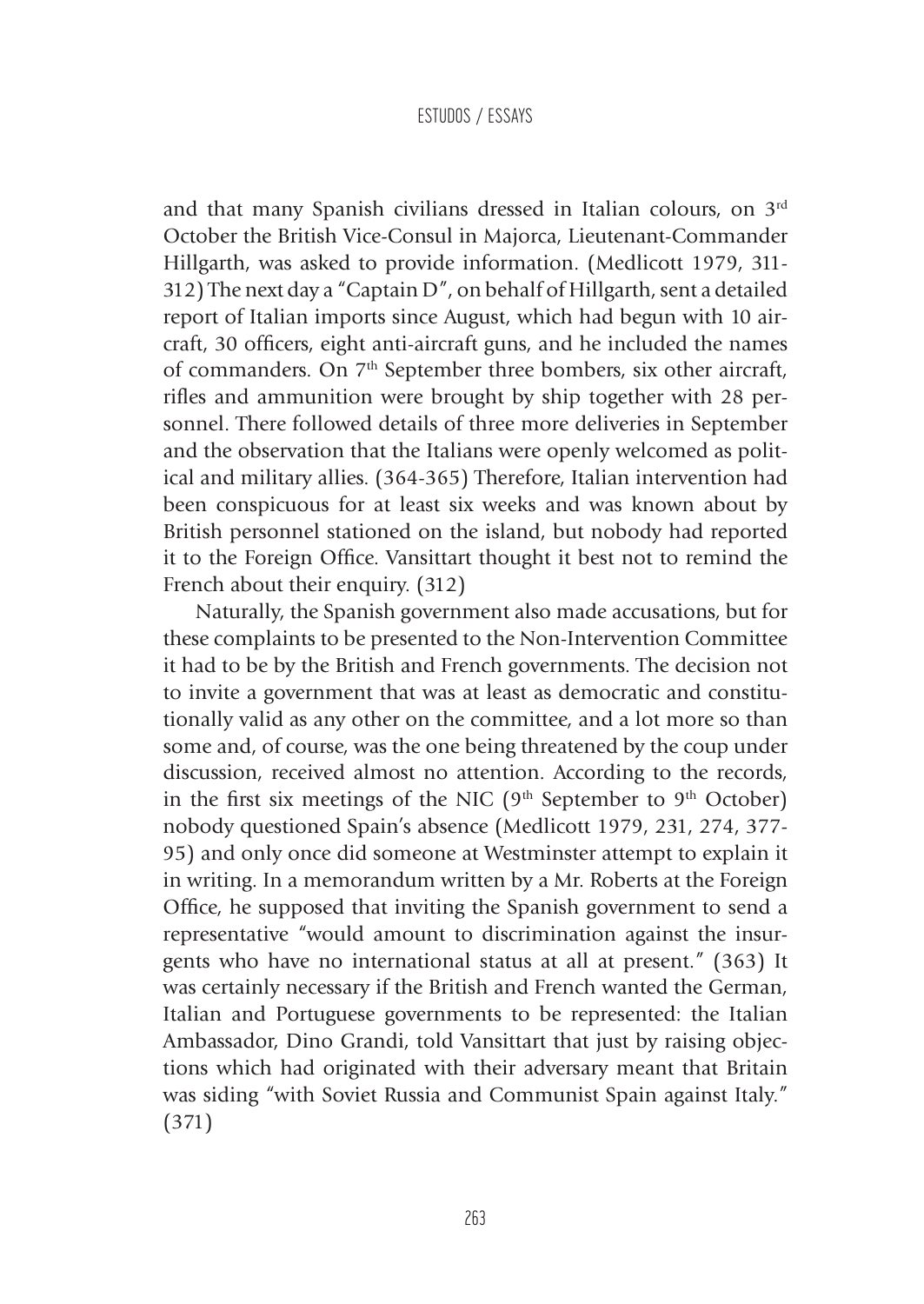and that many Spanish civilians dressed in Italian colours, on 3rd October the British Vice-Consul in Majorca, Lieutenant-Commander Hillgarth, was asked to provide information. (Medlicott 1979, 311-312) The next day a "Captain D", on behalf of Hillgarth, sent a detailed report of Italian imports since August, which had begun with 10 aircraft, 30 officers, eight anti-aircraft guns, and he included the names of commanders. On 7th September three bombers, six other aircraft, rifles and ammunition were brought by ship together with 28 personnel. There followed details of three more deliveries in September and the observation that the Italians were openly welcomed as political and military allies. (364-365) Therefore, Italian intervention had been conspicuous for at least six weeks and was known about by British personnel stationed on the island, but nobody had reported it to the Foreign Office. Vansittart thought it best not to remind the French about their enquiry. (312)

Naturally, the Spanish government also made accusations, but for these complaints to be presented to the Non-Intervention Committee it had to be by the British and French governments. The decision not to invite a government that was at least as democratic and constitutionally valid as any other on the committee, and a lot more so than some and, of course, was the one being threatened by the coup under discussion, received almost no attention. According to the records, in the first six meetings of the NIC (9th September to 9th October) nobody questioned Spain's absence (Medlicott 1979, 231, 274, 377-95) and only once did someone at Westminster attempt to explain it in writing. In a memorandum written by a Mr. Roberts at the Foreign Office, he supposed that inviting the Spanish government to send a representative "would amount to discrimination against the insurgents who have no international status at all at present." (363) It was certainly necessary if the British and French wanted the German, Italian and Portuguese governments to be represented: the Italian Ambassador, Dino Grandi, told Vansittart that just by raising objections which had originated with their adversary meant that Britain was siding "with Soviet Russia and Communist Spain against Italy." (371)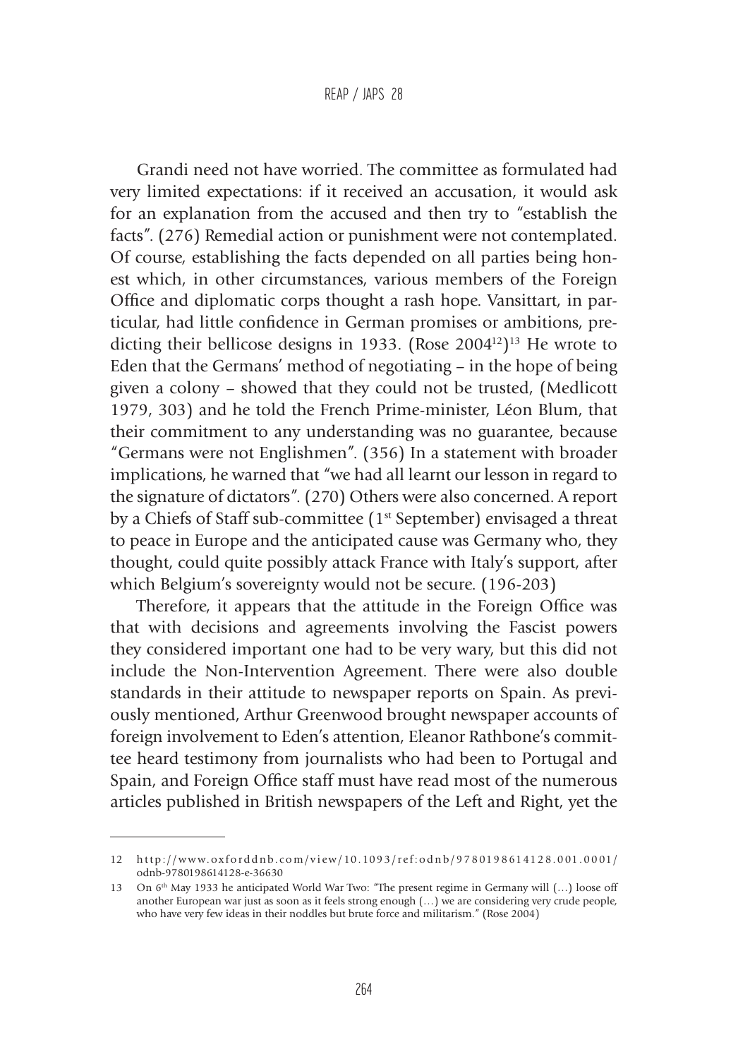Grandi need not have worried. The committee as formulated had very limited expectations: if it received an accusation, it would ask for an explanation from the accused and then try to "establish the facts". (276) Remedial action or punishment were not contemplated. Of course, establishing the facts depended on all parties being honest which, in other circumstances, various members of the Foreign Office and diplomatic corps thought a rash hope. Vansittart, in particular, had little confidence in German promises or ambitions, predicting their bellicose designs in 1933. (Rose 2004[12])[13] He wrote to Eden that the Germans' method of negotiating – in the hope of being given a colony – showed that they could not be trusted, (Medlicott 1979, 303) and he told the French Prime-minister, Léon Blum, that their commitment to any understanding was no guarantee, because "Germans were not Englishmen". (356) In a statement with broader implications, he warned that "we had all learnt our lesson in regard to the signature of dictators". (270) Others were also concerned. A report by a Chiefs of Staff sub-committee (1st September) envisaged a threat to peace in Europe and the anticipated cause was Germany who, they thought, could quite possibly attack France with Italy's support, after which Belgium's sovereignty would not be secure. (196-203)

Therefore, it appears that the attitude in the Foreign Office was that with decisions and agreements involving the Fascist powers they considered important one had to be very wary, but this did not include the Non-Intervention Agreement. There were also double standards in their attitude to newspaper reports on Spain. As previously mentioned, Arthur Greenwood brought newspaper accounts of foreign involvement to Eden's attention, Eleanor Rathbone's committee heard testimony from journalists who had been to Portugal and Spain, and Foreign Office staff must have read most of the numerous articles published in British newspapers of the Left and Right, yet the

---

12 http://www.oxforddnb.com/view/10.1093/ref:odnb/9780198614128.001.0001/odnb-9780198614128-e-36630

13 On 6th May 1933 he anticipated World War Two: "The present regime in Germany will (…) loose off another European war just as soon as it feels strong enough (…) we are considering very crude people, who have very few ideas in their noddles but brute force and militarism." (Rose 2004)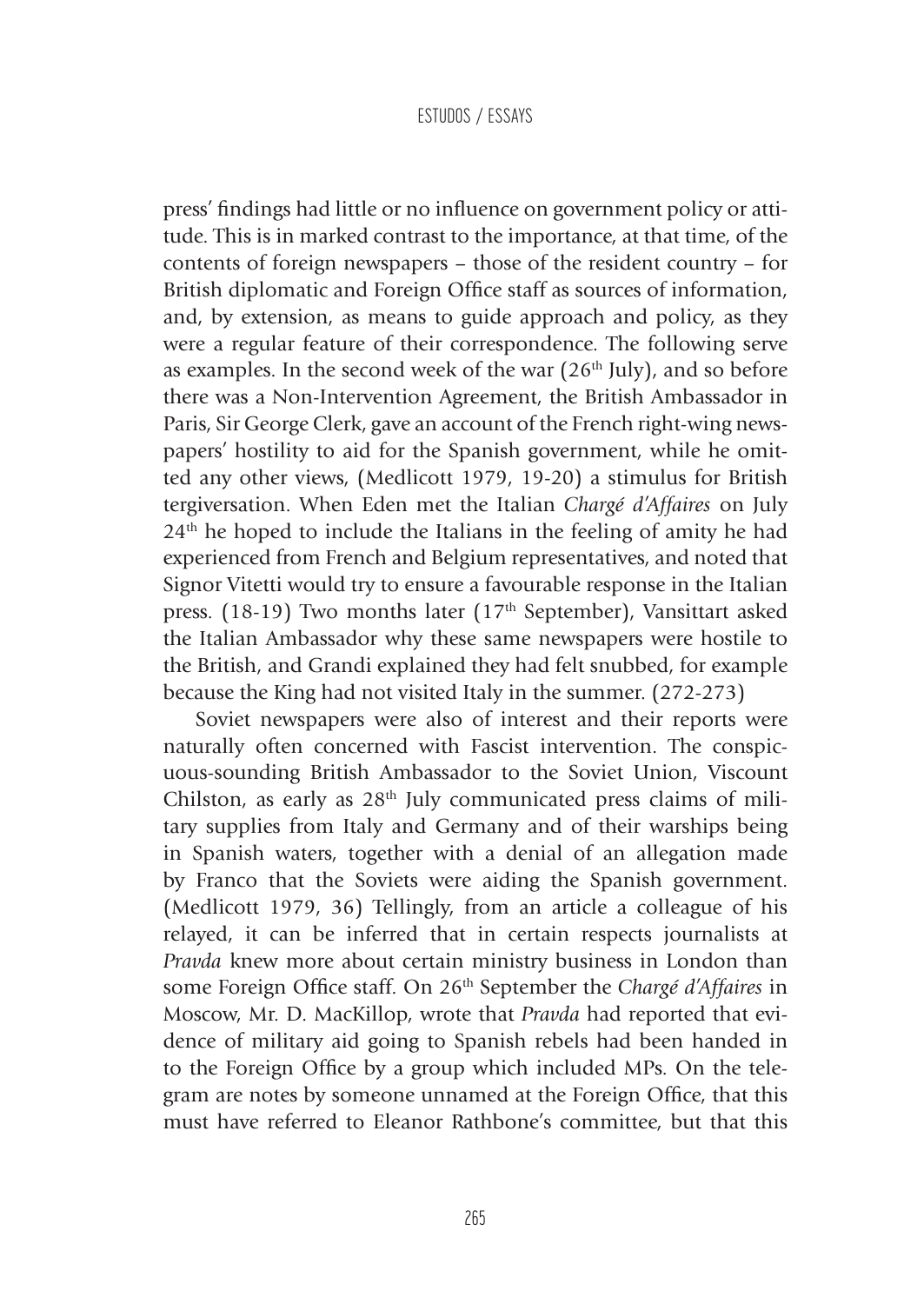press' findings had little or no influence on government policy or attitude. This is in marked contrast to the importance, at that time, of the contents of foreign newspapers – those of the resident country – for British diplomatic and Foreign Office staff as sources of information, and, by extension, as means to guide approach and policy, as they were a regular feature of their correspondence. The following serve as examples. In the second week of the war (26th July), and so before there was a Non-Intervention Agreement, the British Ambassador in Paris, Sir George Clerk, gave an account of the French right-wing newspapers' hostility to aid for the Spanish government, while he omitted any other views, (Medlicott 1979, 19-20) a stimulus for British tergiversation. When Eden met the Italian *Chargé d'Affaires* on July 24th he hoped to include the Italians in the feeling of amity he had experienced from French and Belgium representatives, and noted that Signor Vitetti would try to ensure a favourable response in the Italian press. (18-19) Two months later (17th September), Vansittart asked the Italian Ambassador why these same newspapers were hostile to the British, and Grandi explained they had felt snubbed, for example because the King had not visited Italy in the summer. (272-273)

Soviet newspapers were also of interest and their reports were naturally often concerned with Fascist intervention. The conspicuous-sounding British Ambassador to the Soviet Union, Viscount Chilston, as early as 28th July communicated press claims of military supplies from Italy and Germany and of their warships being in Spanish waters, together with a denial of an allegation made by Franco that the Soviets were aiding the Spanish government. (Medlicott 1979, 36) Tellingly, from an article a colleague of his relayed, it can be inferred that in certain respects journalists at *Pravda* knew more about certain ministry business in London than some Foreign Office staff. On 26th September the *Chargé d'Affaires* in Moscow, Mr. D. MacKillop, wrote that *Pravda* had reported that evidence of military aid going to Spanish rebels had been handed in to the Foreign Office by a group which included MPs. On the telegram are notes by someone unnamed at the Foreign Office, that this must have referred to Eleanor Rathbone's committee, but that this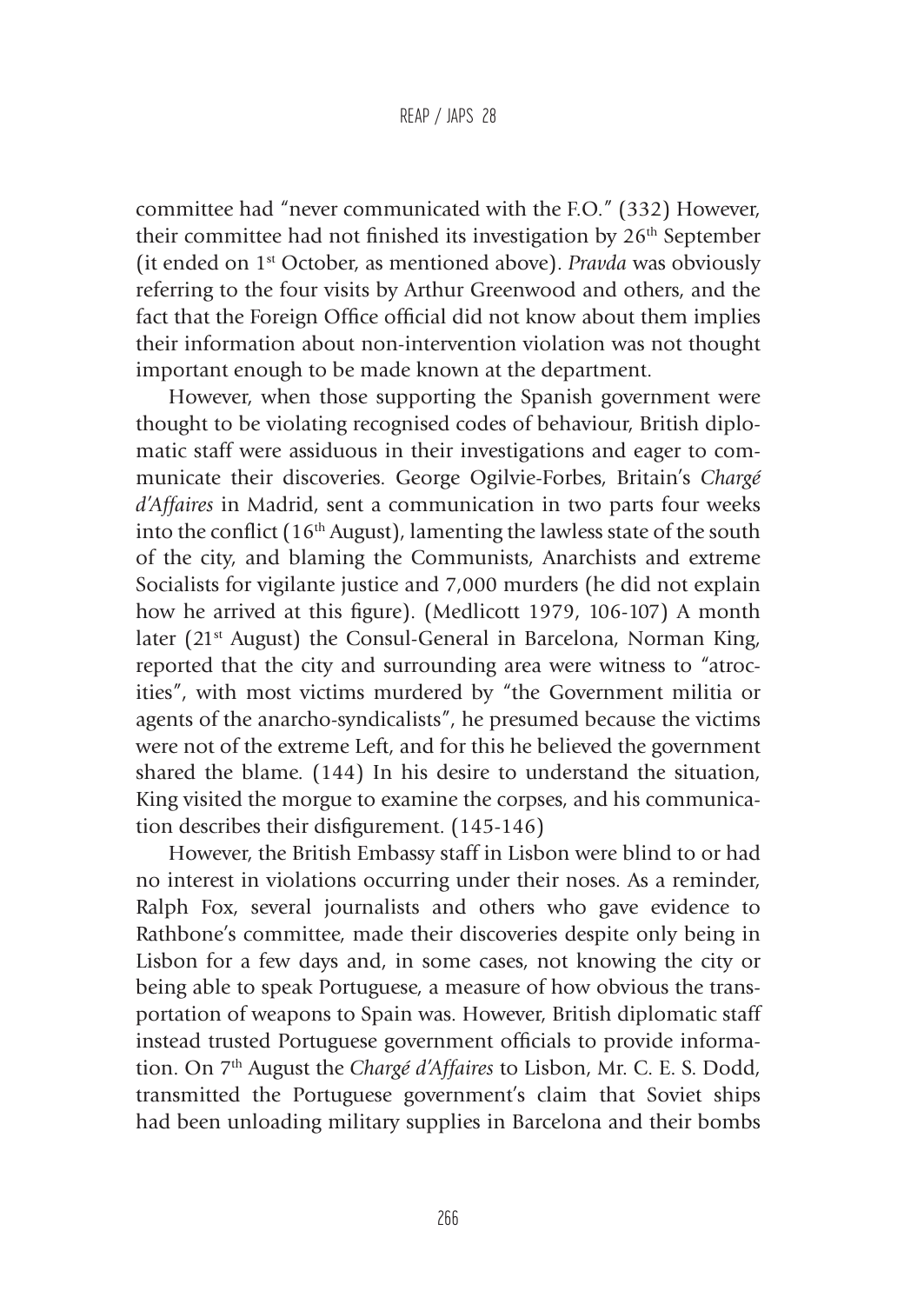committee had "never communicated with the F.O." (332) However, their committee had not finished its investigation by 26th September (it ended on 1st October, as mentioned above). *Pravda* was obviously referring to the four visits by Arthur Greenwood and others, and the fact that the Foreign Office official did not know about them implies their information about non-intervention violation was not thought important enough to be made known at the department.

However, when those supporting the Spanish government were thought to be violating recognised codes of behaviour, British diplomatic staff were assiduous in their investigations and eager to communicate their discoveries. George Ogilvie-Forbes, Britain's *Chargé d'Affaires* in Madrid, sent a communication in two parts four weeks into the conflict (16th August), lamenting the lawless state of the south of the city, and blaming the Communists, Anarchists and extreme Socialists for vigilante justice and 7,000 murders (he did not explain how he arrived at this figure). (Medlicott 1979, 106-107) A month later (21st August) the Consul-General in Barcelona, Norman King, reported that the city and surrounding area were witness to "atrocities", with most victims murdered by "the Government militia or agents of the anarcho-syndicalists", he presumed because the victims were not of the extreme Left, and for this he believed the government shared the blame. (144) In his desire to understand the situation, King visited the morgue to examine the corpses, and his communication describes their disfigurement. (145-146)

However, the British Embassy staff in Lisbon were blind to or had no interest in violations occurring under their noses. As a reminder, Ralph Fox, several journalists and others who gave evidence to Rathbone's committee, made their discoveries despite only being in Lisbon for a few days and, in some cases, not knowing the city or being able to speak Portuguese, a measure of how obvious the transportation of weapons to Spain was. However, British diplomatic staff instead trusted Portuguese government officials to provide information. On 7th August the *Chargé d'Affaires* to Lisbon, Mr. C. E. S. Dodd, transmitted the Portuguese government's claim that Soviet ships had been unloading military supplies in Barcelona and their bombs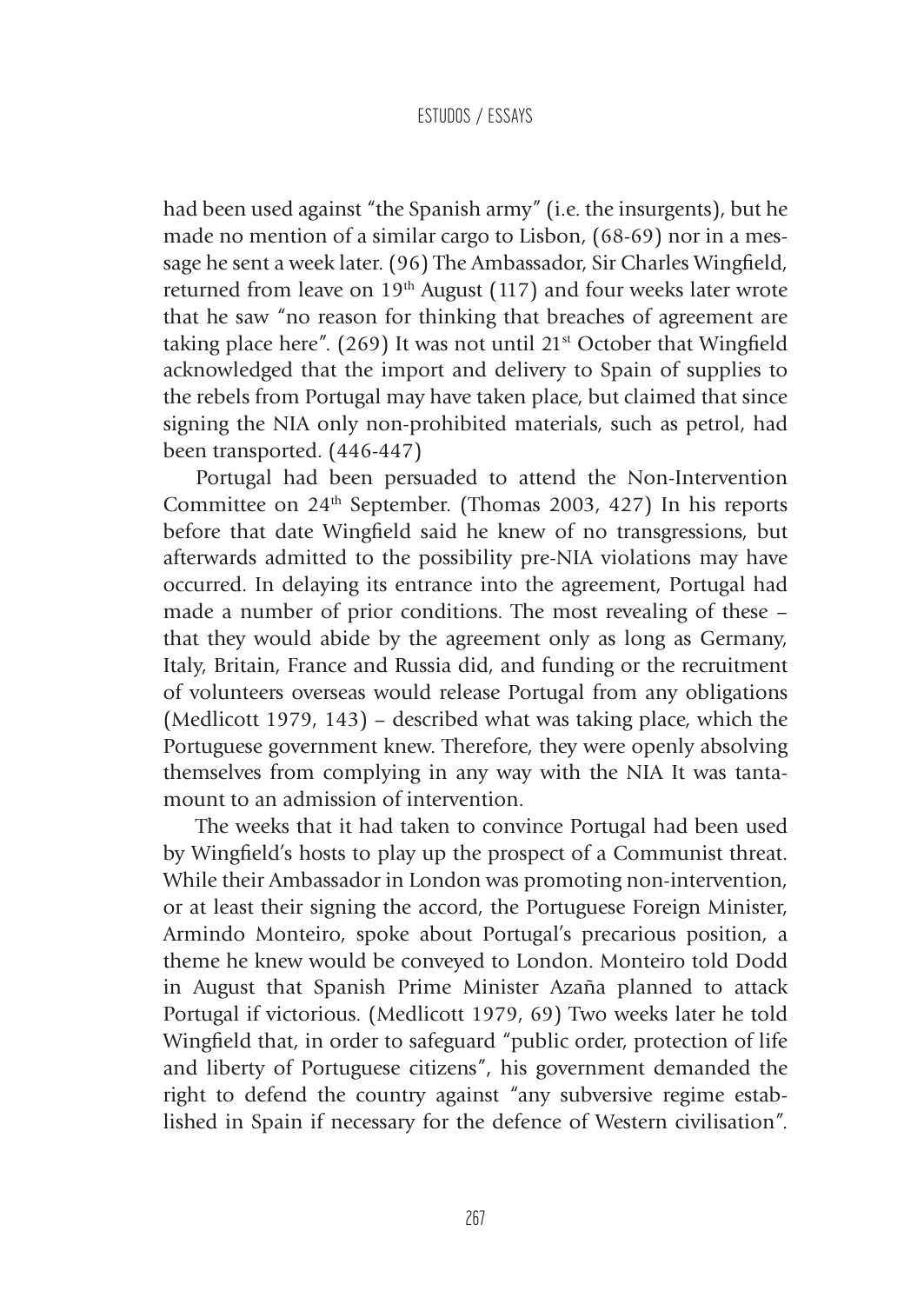had been used against "the Spanish army" (i.e. the insurgents), but he made no mention of a similar cargo to Lisbon, (68-69) nor in a message he sent a week later. (96) The Ambassador, Sir Charles Wingfield, returned from leave on 19th August (117) and four weeks later wrote that he saw "no reason for thinking that breaches of agreement are taking place here". (269) It was not until 21st October that Wingfield acknowledged that the import and delivery to Spain of supplies to the rebels from Portugal may have taken place, but claimed that since signing the NIA only non-prohibited materials, such as petrol, had been transported. (446-447)

Portugal had been persuaded to attend the Non-Intervention Committee on 24th September. (Thomas 2003, 427) In his reports before that date Wingfield said he knew of no transgressions, but afterwards admitted to the possibility pre-NIA violations may have occurred. In delaying its entrance into the agreement, Portugal had made a number of prior conditions. The most revealing of these – that they would abide by the agreement only as long as Germany, Italy, Britain, France and Russia did, and funding or the recruitment of volunteers overseas would release Portugal from any obligations (Medlicott 1979, 143) – described what was taking place, which the Portuguese government knew. Therefore, they were openly absolving themselves from complying in any way with the NIA It was tantamount to an admission of intervention.

The weeks that it had taken to convince Portugal had been used by Wingfield's hosts to play up the prospect of a Communist threat. While their Ambassador in London was promoting non-intervention, or at least their signing the accord, the Portuguese Foreign Minister, Armindo Monteiro, spoke about Portugal's precarious position, a theme he knew would be conveyed to London. Monteiro told Dodd in August that Spanish Prime Minister Azaña planned to attack Portugal if victorious. (Medlicott 1979, 69) Two weeks later he told Wingfield that, in order to safeguard "public order, protection of life and liberty of Portuguese citizens", his government demanded the right to defend the country against "any subversive regime established in Spain if necessary for the defence of Western civilisation".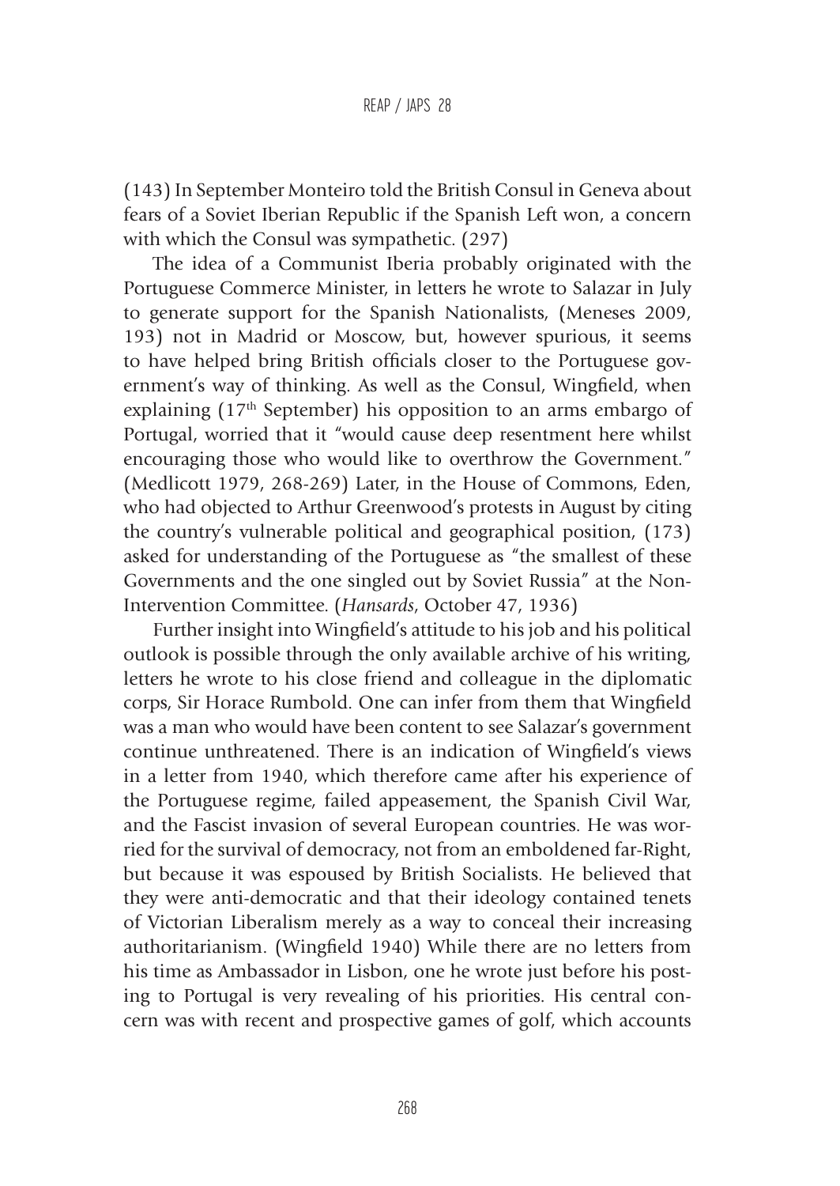(143) In September Monteiro told the British Consul in Geneva about fears of a Soviet Iberian Republic if the Spanish Left won, a concern with which the Consul was sympathetic. (297)

The idea of a Communist Iberia probably originated with the Portuguese Commerce Minister, in letters he wrote to Salazar in July to generate support for the Spanish Nationalists, (Meneses 2009, 193) not in Madrid or Moscow, but, however spurious, it seems to have helped bring British officials closer to the Portuguese government's way of thinking. As well as the Consul, Wingfield, when explaining (17th September) his opposition to an arms embargo of Portugal, worried that it "would cause deep resentment here whilst encouraging those who would like to overthrow the Government." (Medlicott 1979, 268-269) Later, in the House of Commons, Eden, who had objected to Arthur Greenwood's protests in August by citing the country's vulnerable political and geographical position, (173) asked for understanding of the Portuguese as "the smallest of these Governments and the one singled out by Soviet Russia" at the Non-Intervention Committee. (*Hansards*, October 47, 1936)

Further insight into Wingfield's attitude to his job and his political outlook is possible through the only available archive of his writing, letters he wrote to his close friend and colleague in the diplomatic corps, Sir Horace Rumbold. One can infer from them that Wingfield was a man who would have been content to see Salazar's government continue unthreatened. There is an indication of Wingfield's views in a letter from 1940, which therefore came after his experience of the Portuguese regime, failed appeasement, the Spanish Civil War, and the Fascist invasion of several European countries. He was worried for the survival of democracy, not from an emboldened far-Right, but because it was espoused by British Socialists. He believed that they were anti-democratic and that their ideology contained tenets of Victorian Liberalism merely as a way to conceal their increasing authoritarianism. (Wingfield 1940) While there are no letters from his time as Ambassador in Lisbon, one he wrote just before his posting to Portugal is very revealing of his priorities. His central concern was with recent and prospective games of golf, which accounts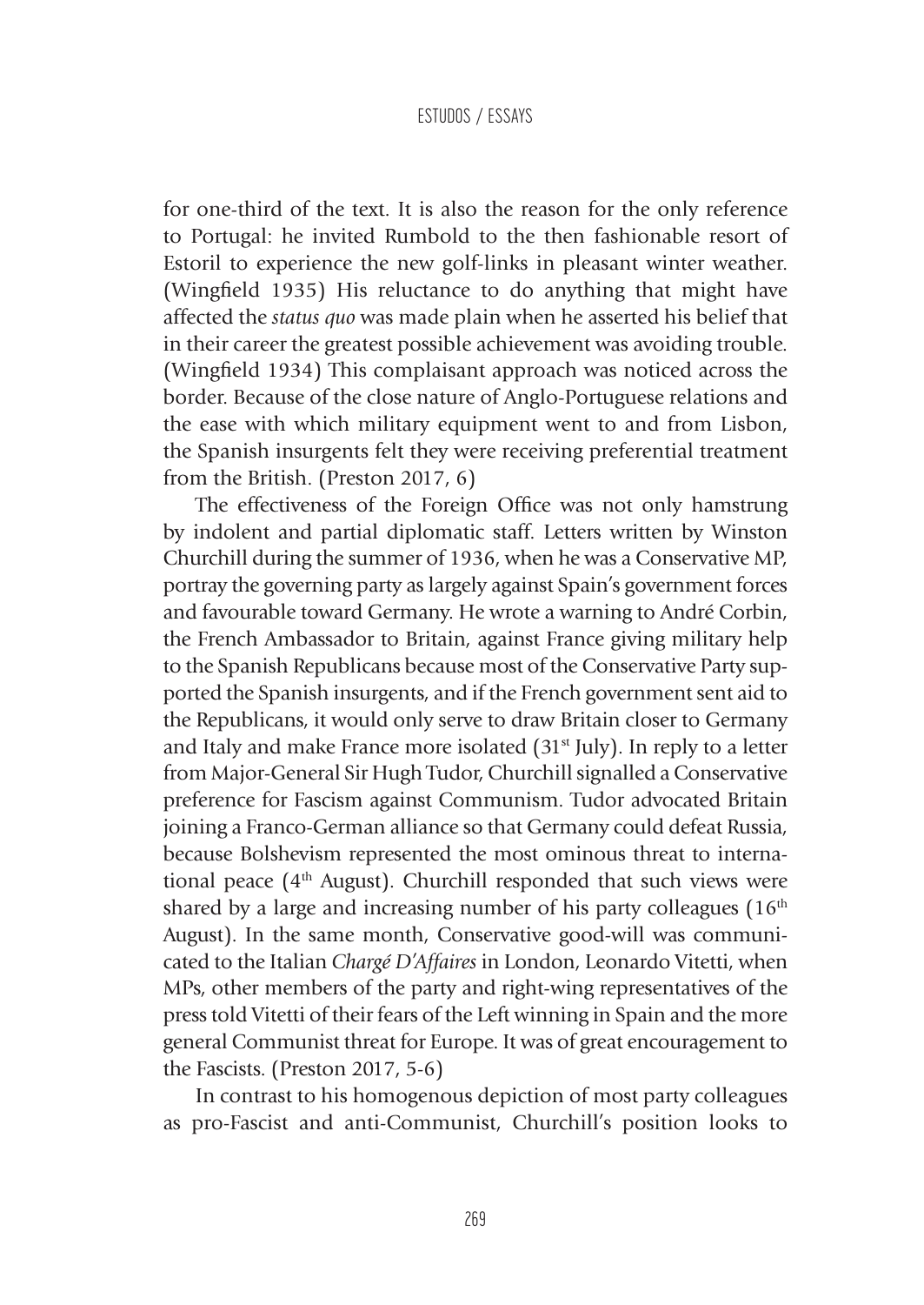for one-third of the text. It is also the reason for the only reference to Portugal: he invited Rumbold to the then fashionable resort of Estoril to experience the new golf-links in pleasant winter weather. (Wingfield 1935) His reluctance to do anything that might have affected the *status quo* was made plain when he asserted his belief that in their career the greatest possible achievement was avoiding trouble. (Wingfield 1934) This complaisant approach was noticed across the border. Because of the close nature of Anglo-Portuguese relations and the ease with which military equipment went to and from Lisbon, the Spanish insurgents felt they were receiving preferential treatment from the British. (Preston 2017, 6)

The effectiveness of the Foreign Office was not only hamstrung by indolent and partial diplomatic staff. Letters written by Winston Churchill during the summer of 1936, when he was a Conservative MP, portray the governing party as largely against Spain's government forces and favourable toward Germany. He wrote a warning to André Corbin, the French Ambassador to Britain, against France giving military help to the Spanish Republicans because most of the Conservative Party supported the Spanish insurgents, and if the French government sent aid to the Republicans, it would only serve to draw Britain closer to Germany and Italy and make France more isolated (31st July). In reply to a letter from Major-General Sir Hugh Tudor, Churchill signalled a Conservative preference for Fascism against Communism. Tudor advocated Britain joining a Franco-German alliance so that Germany could defeat Russia, because Bolshevism represented the most ominous threat to international peace (4th August). Churchill responded that such views were shared by a large and increasing number of his party colleagues (16th August). In the same month, Conservative good-will was communicated to the Italian *Chargé D'Affaires* in London, Leonardo Vitetti, when MPs, other members of the party and right-wing representatives of the press told Vitetti of their fears of the Left winning in Spain and the more general Communist threat for Europe. It was of great encouragement to the Fascists. (Preston 2017, 5-6)

In contrast to his homogenous depiction of most party colleagues as pro-Fascist and anti-Communist, Churchill's position looks to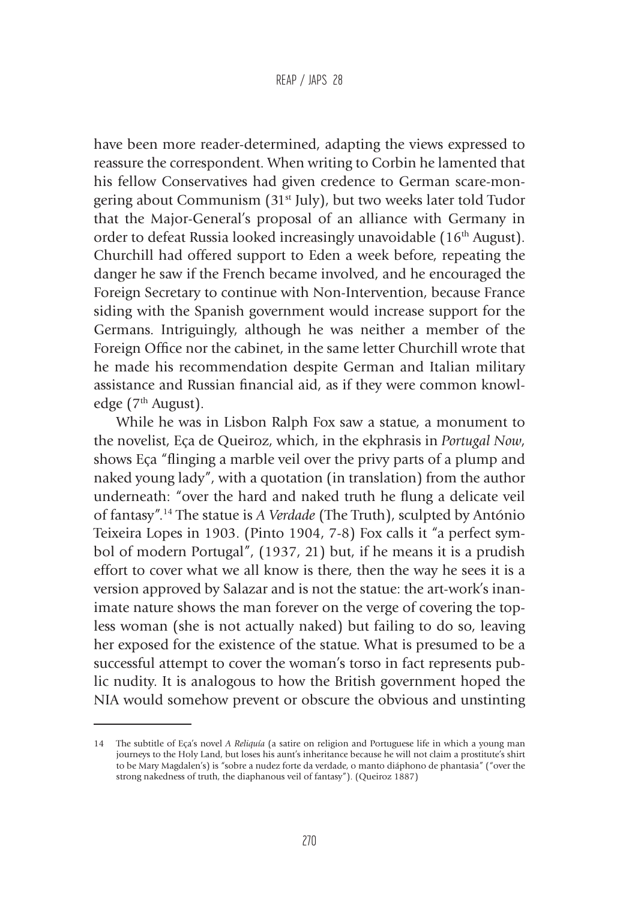have been more reader-determined, adapting the views expressed to reassure the correspondent. When writing to Corbin he lamented that his fellow Conservatives had given credence to German scare-mongering about Communism (31st July), but two weeks later told Tudor that the Major-General's proposal of an alliance with Germany in order to defeat Russia looked increasingly unavoidable (16th August). Churchill had offered support to Eden a week before, repeating the danger he saw if the French became involved, and he encouraged the Foreign Secretary to continue with Non-Intervention, because France siding with the Spanish government would increase support for the Germans. Intriguingly, although he was neither a member of the Foreign Office nor the cabinet, in the same letter Churchill wrote that he made his recommendation despite German and Italian military assistance and Russian financial aid, as if they were common knowledge (7th August).

While he was in Lisbon Ralph Fox saw a statue, a monument to the novelist, Eça de Queiroz, which, in the ekphrasis in *Portugal Now*, shows Eça "flinging a marble veil over the privy parts of a plump and naked young lady", with a quotation (in translation) from the author underneath: "over the hard and naked truth he flung a delicate veil of fantasy".[14] The statue is *A Verdade* (The Truth), sculpted by António Teixeira Lopes in 1903. (Pinto 1904, 7-8) Fox calls it "a perfect symbol of modern Portugal", (1937, 21) but, if he means it is a prudish effort to cover what we all know is there, then the way he sees it is a version approved by Salazar and is not the statue: the art-work's inanimate nature shows the man forever on the verge of covering the topless woman (she is not actually naked) but failing to do so, leaving her exposed for the existence of the statue. What is presumed to be a successful attempt to cover the woman's torso in fact represents public nudity. It is analogous to how the British government hoped the NIA would somehow prevent or obscure the obvious and unstinting

---

14 The subtitle of Eça's novel *A Reliquía* (a satire on religion and Portuguese life in which a young man journeys to the Holy Land, but loses his aunt's inheritance because he will not claim a prostitute's shirt to be Mary Magdalen's) is "sobre a nudez forte da verdade, o manto diáphono de phantasia" ("over the strong nakedness of truth, the diaphanous veil of fantasy"). (Queiroz 1887)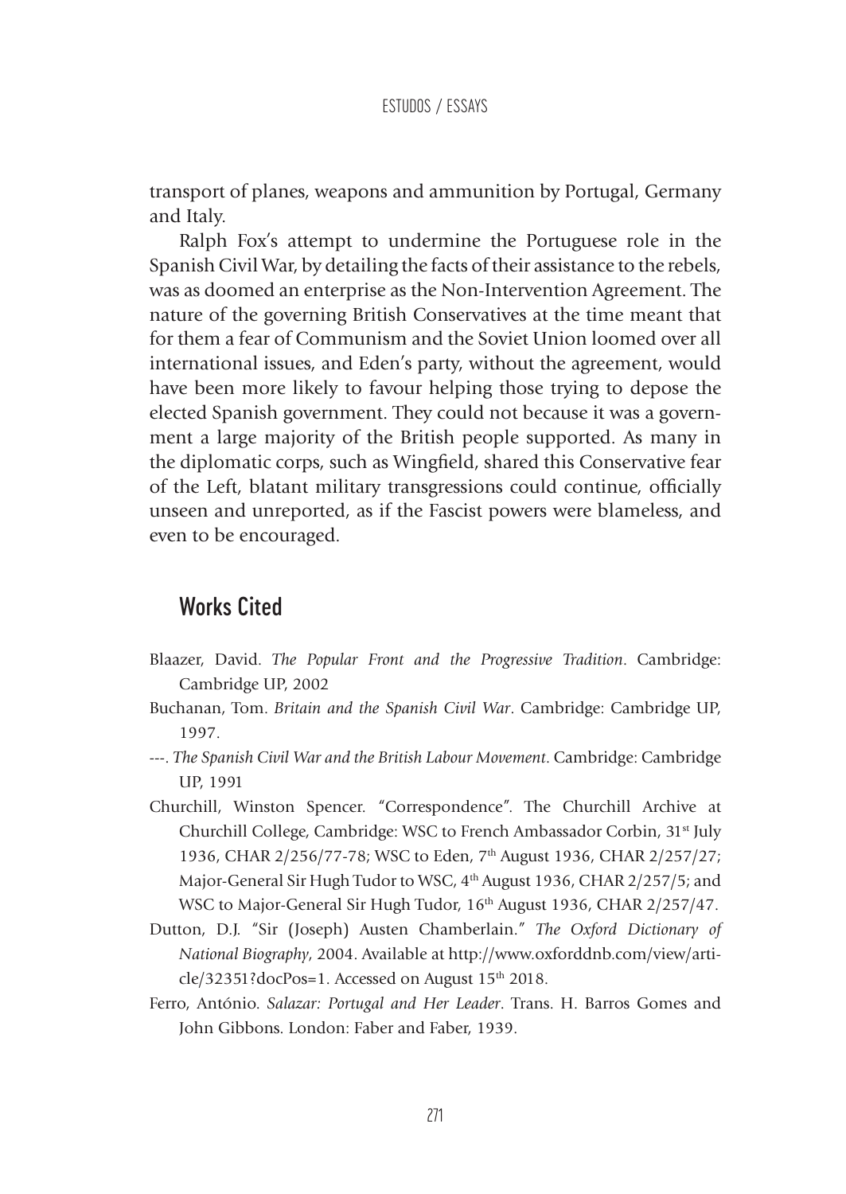transport of planes, weapons and ammunition by Portugal, Germany and Italy.

Ralph Fox's attempt to undermine the Portuguese role in the Spanish Civil War, by detailing the facts of their assistance to the rebels, was as doomed an enterprise as the Non-Intervention Agreement. The nature of the governing British Conservatives at the time meant that for them a fear of Communism and the Soviet Union loomed over all international issues, and Eden's party, without the agreement, would have been more likely to favour helping those trying to depose the elected Spanish government. They could not because it was a government a large majority of the British people supported. As many in the diplomatic corps, such as Wingfield, shared this Conservative fear of the Left, blatant military transgressions could continue, officially unseen and unreported, as if the Fascist powers were blameless, and even to be encouraged.

## Works Cited

Blaazer, David. *The Popular Front and the Progressive Tradition*. Cambridge: Cambridge UP, 2002

Buchanan, Tom. *Britain and the Spanish Civil War*. Cambridge: Cambridge UP, 1997.

---. *The Spanish Civil War and the British Labour Movement*. Cambridge: Cambridge UP, 1991

Churchill, Winston Spencer. "Correspondence". The Churchill Archive at Churchill College, Cambridge: WSC to French Ambassador Corbin, 31st July 1936, CHAR 2/256/77-78; WSC to Eden, 7th August 1936, CHAR 2/257/27; Major-General Sir Hugh Tudor to WSC, 4th August 1936, CHAR 2/257/5; and WSC to Major-General Sir Hugh Tudor, 16th August 1936, CHAR 2/257/47.

Dutton, D.J. "Sir (Joseph) Austen Chamberlain." *The Oxford Dictionary of National Biography*, 2004. Available at http://www.oxforddnb.com/view/article/32351?docPos=1. Accessed on August 15th 2018.

Ferro, António. *Salazar: Portugal and Her Leader*. Trans. H. Barros Gomes and John Gibbons. London: Faber and Faber, 1939.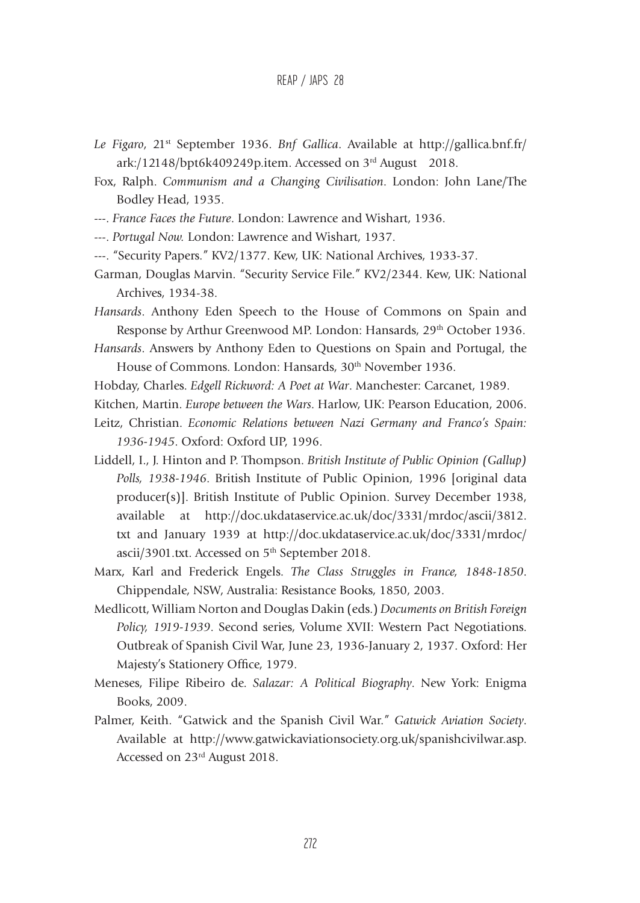*Le Figaro*, 21st September 1936. *Bnf Gallica*. Available at http://gallica.bnf.fr/ark:/12148/bpt6k409249p.item. Accessed on 3rd August 2018.

Fox, Ralph. *Communism and a Changing Civilisation*. London: John Lane/The Bodley Head, 1935.

---. *France Faces the Future*. London: Lawrence and Wishart, 1936.

---. *Portugal Now.* London: Lawrence and Wishart, 1937.

---. "Security Papers." KV2/1377. Kew, UK: National Archives, 1933-37.

Garman, Douglas Marvin. "Security Service File." KV2/2344. Kew, UK: National Archives, 1934-38.

*Hansards*. Anthony Eden Speech to the House of Commons on Spain and Response by Arthur Greenwood MP. London: Hansards, 29th October 1936.

*Hansards*. Answers by Anthony Eden to Questions on Spain and Portugal, the House of Commons. London: Hansards, 30th November 1936.

Hobday, Charles. *Edgell Rickword: A Poet at War*. Manchester: Carcanet, 1989.

Kitchen, Martin. *Europe between the Wars*. Harlow, UK: Pearson Education, 2006.

Leitz, Christian. *Economic Relations between Nazi Germany and Franco's Spain: 1936-1945*. Oxford: Oxford UP, 1996.

Liddell, I., J. Hinton and P. Thompson. *British Institute of Public Opinion (Gallup) Polls, 1938-1946*. British Institute of Public Opinion, 1996 [original data producer(s)]. British Institute of Public Opinion. Survey December 1938, available at http://doc.ukdataservice.ac.uk/doc/3331/mrdoc/ascii/3812.txt and January 1939 at http://doc.ukdataservice.ac.uk/doc/3331/mrdoc/ascii/3901.txt. Accessed on 5th September 2018.

Marx, Karl and Frederick Engels. *The Class Struggles in France, 1848-1850*. Chippendale, NSW, Australia: Resistance Books, 1850, 2003.

Medlicott, William Norton and Douglas Dakin (eds.) *Documents on British Foreign Policy, 1919-1939*. Second series, Volume XVII: Western Pact Negotiations. Outbreak of Spanish Civil War, June 23, 1936-January 2, 1937. Oxford: Her Majesty's Stationery Office, 1979.

Meneses, Filipe Ribeiro de. *Salazar: A Political Biography*. New York: Enigma Books, 2009.

Palmer, Keith. "Gatwick and the Spanish Civil War." *Gatwick Aviation Society*. Available at http://www.gatwickaviationsociety.org.uk/spanishcivilwar.asp. Accessed on 23rd August 2018.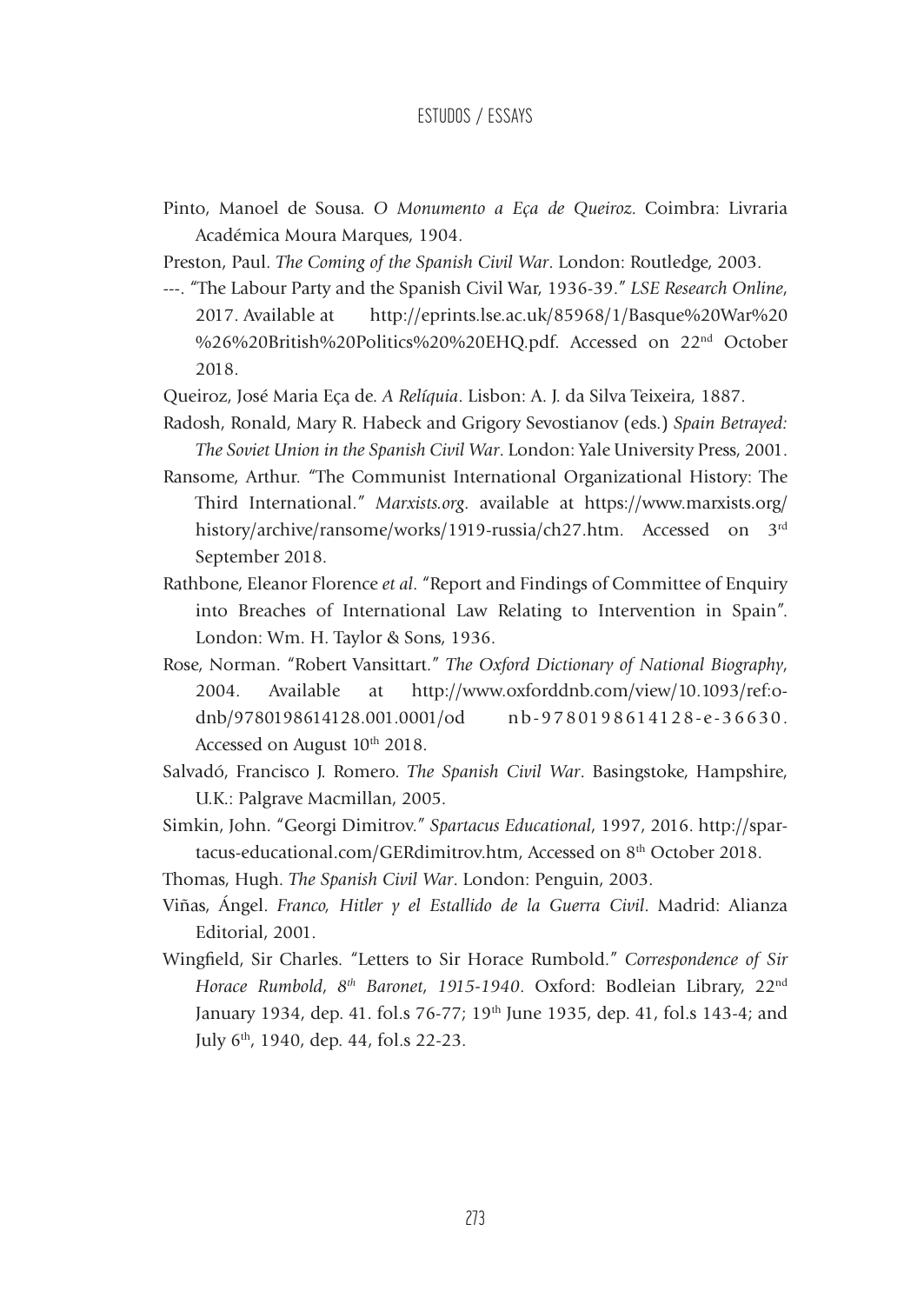Pinto, Manoel de Sousa. *O Monumento a Eça de Queiroz*. Coimbra: Livraria Académica Moura Marques, 1904.

Preston, Paul. *The Coming of the Spanish Civil War*. London: Routledge, 2003.

---. "The Labour Party and the Spanish Civil War, 1936-39." *LSE Research Online*, 2017. Available at http://eprints.lse.ac.uk/85968/1/Basque%20War%20%26%20British%20Politics%20%20EHQ.pdf. Accessed on 22nd October 2018.

Queiroz, José Maria Eça de. *A Relíquia*. Lisbon: A. J. da Silva Teixeira, 1887.

Radosh, Ronald, Mary R. Habeck and Grigory Sevostianov (eds.) *Spain Betrayed: The Soviet Union in the Spanish Civil War*. London: Yale University Press, 2001.

Ransome, Arthur. "The Communist International Organizational History: The Third International." *Marxists.org*. available at https://www.marxists.org/history/archive/ransome/works/1919-russia/ch27.htm. Accessed on 3rd September 2018.

Rathbone, Eleanor Florence *et al*. "Report and Findings of Committee of Enquiry into Breaches of International Law Relating to Intervention in Spain". London: Wm. H. Taylor & Sons, 1936.

Rose, Norman. "Robert Vansittart." *The Oxford Dictionary of National Biography*, 2004. Available at http://www.oxforddnb.com/view/10.1093/ref:odnb/9780198614128.001.0001/odnb-9780198614128-e-36630. Accessed on August 10th 2018.

Salvadó, Francisco J. Romero. *The Spanish Civil War*. Basingstoke, Hampshire, U.K.: Palgrave Macmillan, 2005.

Simkin, John. "Georgi Dimitrov." *Spartacus Educational*, 1997, 2016. http://spartacus-educational.com/GERdimitrov.htm, Accessed on 8th October 2018.

Thomas, Hugh. *The Spanish Civil War*. London: Penguin, 2003.

Viñas, Ángel. *Franco, Hitler y el Estallido de la Guerra Civil*. Madrid: Alianza Editorial, 2001.

Wingfield, Sir Charles. "Letters to Sir Horace Rumbold." *Correspondence of Sir Horace Rumbold, 8th Baronet, 1915-1940*. Oxford: Bodleian Library, 22nd January 1934, dep. 41. fol.s 76-77; 19th June 1935, dep. 41, fol.s 143-4; and July 6th, 1940, dep. 44, fol.s 22-23.